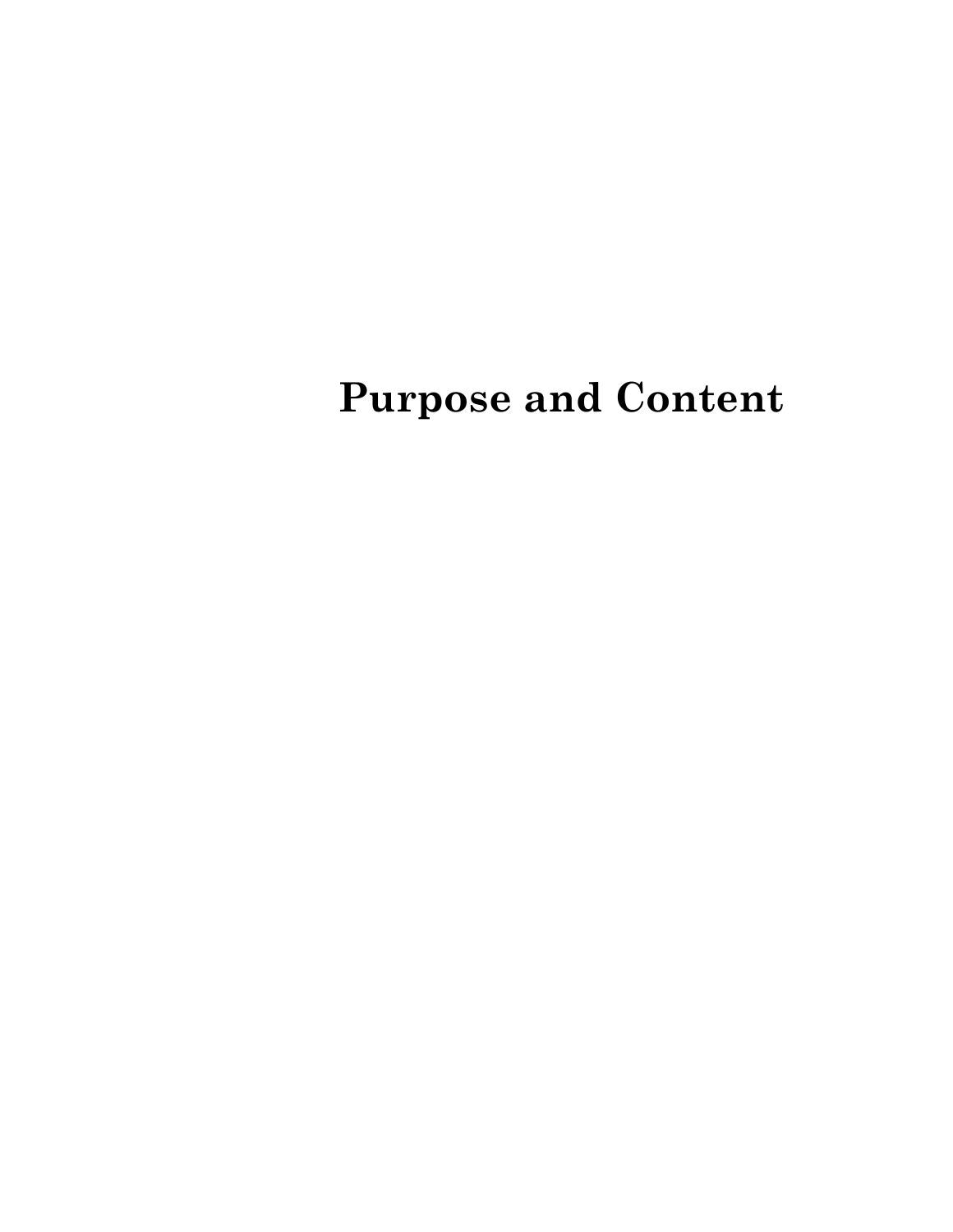# Purpose and Content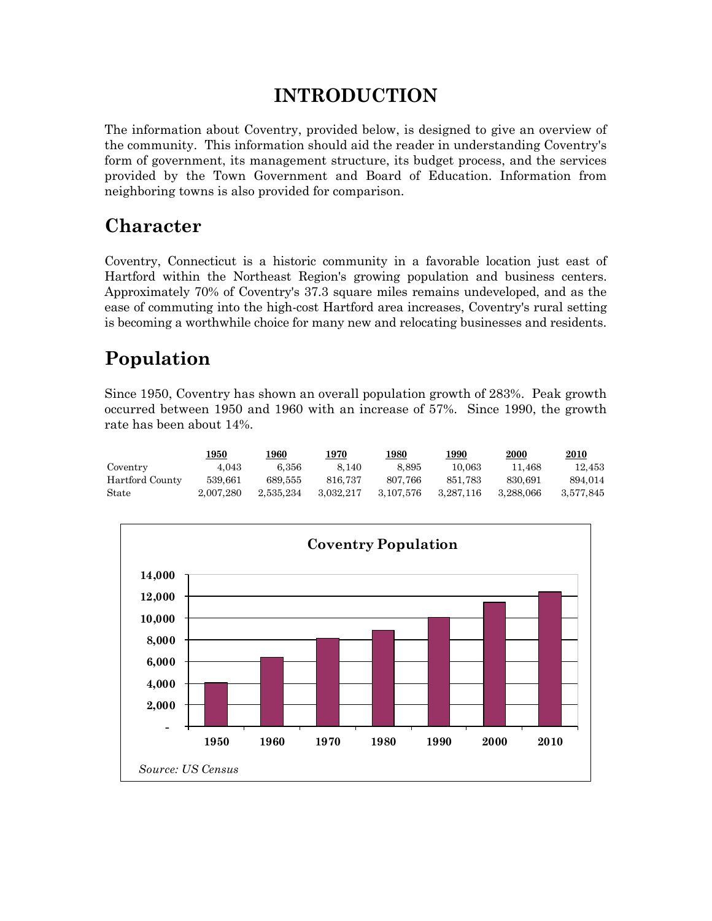# INTRODUCTION

The information about Coventry, provided below, is designed to give an overview of the community. This information should aid the reader in understanding Coventry's form of government, its management structure, its budget process, and the services provided by the Town Government and Board of Education. Information from neighboring towns is also provided for comparison.

## Character

Coventry, Connecticut is a historic community in a favorable location just east of Hartford within the Northeast Region's growing population and business centers. Approximately 70% of Coventry's 37.3 square miles remains undeveloped, and as the ease of commuting into the high-cost Hartford area increases, Coventry's rural setting is becoming a worthwhile choice for many new and relocating businesses and residents.

## Population

Since 1950, Coventry has shown an overall population growth of 283%. Peak growth occurred between 1950 and 1960 with an increase of 57%. Since 1990, the growth rate has been about 14%.

| | 1950 | 1960 | 1970 | 1980 | 1990 | 2000 | 2010 |
|---|---|---|---|---|---|---|---|
| Coventry | 4,043 | 6,356 | 8,140 | 8,895 | 10,063 | 11,468 | 12,453 |
| Hartford County | 539,661 | 689,555 | 816,737 | 807,766 | 851,783 | 830,691 | 894,014 |
| State | 2,007,280 | 2,535,234 | 3,032,217 | 3,107,576 | 3,287,116 | 3,288,066 | 3,577,845 |

**Coventry Population**

*Source: US Census*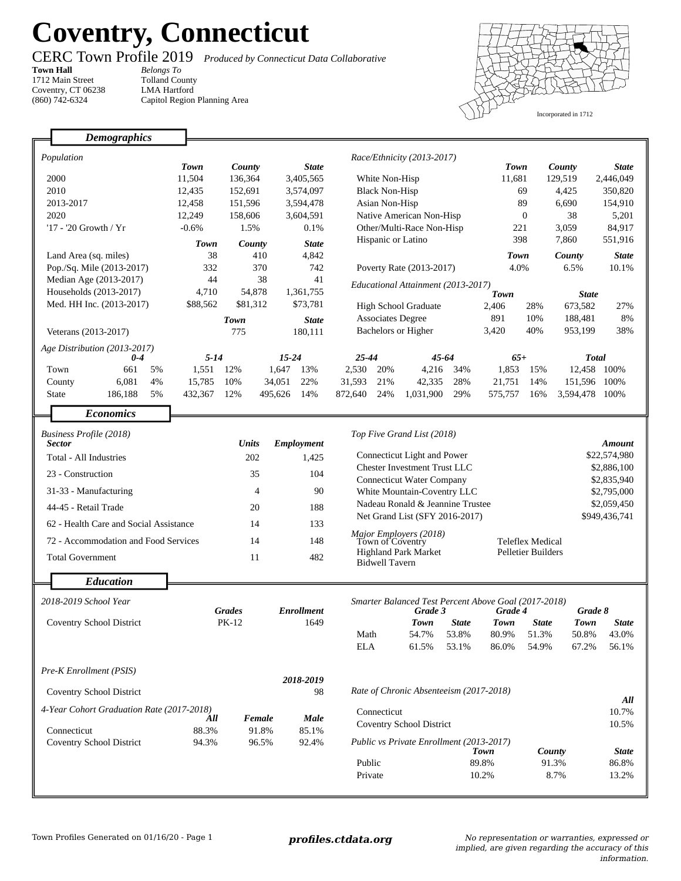# Coventry, Connecticut

CERC Town Profile 2019 *Produced by Connecticut Data Collaborative*

**Town Hall**
1712 Main Street
Coventry, CT 06238
(860) 742-6324

*Belongs To*
Tolland County
LMA Hartford
Capitol Region Planning Area

Incorporated in 1712

## Demographics

*Population*

| | Town | County | State |
|---|---|---|---|
| 2000 | 11,504 | 136,364 | 3,405,565 |
| 2010 | 12,435 | 152,691 | 3,574,097 |
| 2013-2017 | 12,458 | 151,596 | 3,594,478 |
| 2020 | 12,249 | 158,606 | 3,604,591 |
| '17 - '20 Growth / Yr | -0.6% | 1.5% | 0.1% |

| | Town | County | State |
|---|---|---|---|
| Land Area (sq. miles) | 38 | 410 | 4,842 |
| Pop./Sq. Mile (2013-2017) | 332 | 370 | 742 |
| Median Age (2013-2017) | 44 | 38 | 41 |
| Households (2013-2017) | 4,710 | 54,878 | 1,361,755 |
| Med. HH Inc. (2013-2017) | $88,562 | $81,312 | $73,781 |

| | Town | State |
|---|---|---|
| Veterans (2013-2017) | 775 | 180,111 |

*Race/Ethnicity (2013-2017)*

| | Town | County | State |
|---|---|---|---|
| White Non-Hisp | 11,681 | 129,519 | 2,446,049 |
| Black Non-Hisp | 69 | 4,425 | 350,820 |
| Asian Non-Hisp | 89 | 6,690 | 154,910 |
| Native American Non-Hisp | 0 | 38 | 5,201 |
| Other/Multi-Race Non-Hisp | 221 | 3,059 | 84,917 |
| Hispanic or Latino | 398 | 7,860 | 551,916 |

| | Town | County | State |
|---|---|---|---|
| Poverty Rate (2013-2017) | 4.0% | 6.5% | 10.1% |

*Educational Attainment (2013-2017)*

| | Town | | State | |
|---|---|---|---|---|
| High School Graduate | 2,406 | 28% | 673,582 | 27% |
| Associates Degree | 891 | 10% | 188,481 | 8% |
| Bachelors or Higher | 3,420 | 40% | 953,199 | 38% |

*Age Distribution (2013-2017)*

| | 0-4 | | 5-14 | | 15-24 | | 25-44 | | 45-64 | | 65+ | | Total | |
|---|---|---|---|---|---|---|---|---|---|---|---|---|---|---|
| Town | 661 | 5% | 1,551 | 12% | 1,647 | 13% | 2,530 | 20% | 4,216 | 34% | 1,853 | 15% | 12,458 | 100% |
| County | 6,081 | 4% | 15,785 | 10% | 34,051 | 22% | 31,593 | 21% | 42,335 | 28% | 21,751 | 14% | 151,596 | 100% |
| State | 186,188 | 5% | 432,367 | 12% | 495,626 | 14% | 872,640 | 24% | 1,031,900 | 29% | 575,757 | 16% | 3,594,478 | 100% |

## Economics

*Business Profile (2018)*

| Sector | Units | Employment |
|---|---|---|
| Total - All Industries | 202 | 1,425 |
| 23 - Construction | 35 | 104 |
| 31-33 - Manufacturing | 4 | 90 |
| 44-45 - Retail Trade | 20 | 188 |
| 62 - Health Care and Social Assistance | 14 | 133 |
| 72 - Accommodation and Food Services | 14 | 148 |
| Total Government | 11 | 482 |

*Top Five Grand List (2018)*

| | Amount |
|---|---|
| Connecticut Light and Power | $22,574,980 |
| Chester Investment Trust LLC | $2,886,100 |
| Connecticut Water Company | $2,835,940 |
| White Mountain-Coventry LLC | $2,795,000 |
| Nadeau Ronald & Jeannine Trustee | $2,059,450 |
| Net Grand List (SFY 2016-2017) | $949,436,741 |

*Major Employers (2018)*

- Town of Coventry
- Highland Park Market
- Bidwell Tavern
- Teleflex Medical
- Pelletier Builders

## Education

*2018-2019 School Year*

| | Grades | Enrollment |
|---|---|---|
| Coventry School District | PK-12 | 1649 |

*Smarter Balanced Test Percent Above Goal (2017-2018)*

| | Grade 3 | | Grade 4 | | Grade 8 | |
|---|---|---|---|---|---|---|
| | Town | State | Town | State | Town | State |
| Math | 54.7% | 53.8% | 80.9% | 51.3% | 50.8% | 43.0% |
| ELA | 61.5% | 53.1% | 86.0% | 54.9% | 67.2% | 56.1% |

*Pre-K Enrollment (PSIS)*

| | 2018-2019 |
|---|---|
| Coventry School District | 98 |

*4-Year Cohort Graduation Rate (2017-2018)*

| | All | Female | Male |
|---|---|---|---|
| Connecticut | 88.3% | 91.8% | 85.1% |
| Coventry School District | 94.3% | 96.5% | 92.4% |

*Rate of Chronic Absenteeism (2017-2018)*

| | All |
|---|---|
| Connecticut | 10.7% |
| Coventry School District | 10.5% |

*Public vs Private Enrollment (2013-2017)*

| | Town | County | State |
|---|---|---|---|
| Public | 89.8% | 91.3% | 86.8% |
| Private | 10.2% | 8.7% | 13.2% |

Town Profiles Generated on 01/16/20 - Page 1 **profiles.ctdata.org** *No representation or warranties, expressed or implied, are given regarding the accuracy of this information.*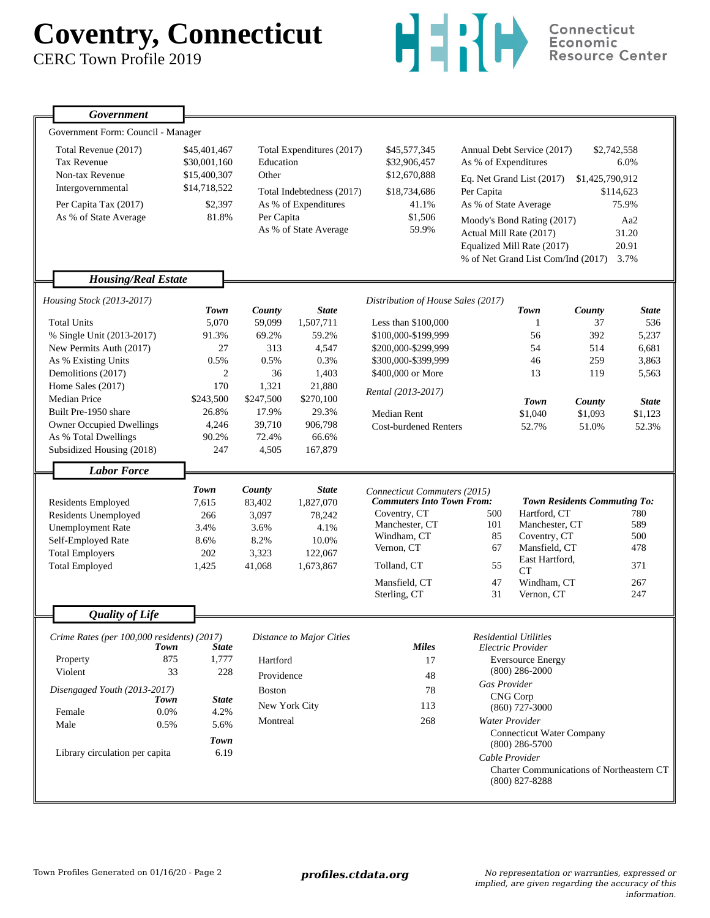# Coventry, Connecticut

CERC Town Profile 2019

Connecticut Economic Resource Center

## Government

Government Form: Council - Manager

| | |
|---|---|
| Total Revenue (2017) | $45,401,467 |
| Tax Revenue | $30,001,160 |
| Non-tax Revenue | $15,400,307 |
| Intergovernmental | $14,718,522 |
| Per Capita Tax (2017) | $2,397 |
| As % of State Average | 81.8% |

| | |
|---|---|
| Total Expenditures (2017) | $45,577,345 |
| Education | $32,906,457 |
| Other | $12,670,888 |
| Total Indebtedness (2017) | $18,734,686 |
| As % of Expenditures | 41.1% |
| Per Capita | $1,506 |
| As % of State Average | 59.9% |

| | |
|---|---|
| Annual Debt Service (2017) | $2,742,558 |
| As % of Expenditures | 6.0% |
| Eq. Net Grand List (2017) | $1,425,790,912 |
| Per Capita | $114,623 |
| As % of State Average | 75.9% |
| Moody's Bond Rating (2017) | Aa2 |
| Actual Mill Rate (2017) | 31.20 |
| Equalized Mill Rate (2017) | 20.91 |
| % of Net Grand List Com/Ind (2017) | 3.7% |

## Housing/Real Estate

*Housing Stock (2013-2017)*

| | Town | County | State |
|---|---|---|---|
| Total Units | 5,070 | 59,099 | 1,507,711 |
| % Single Unit (2013-2017) | 91.3% | 69.2% | 59.2% |
| New Permits Auth (2017) | 27 | 313 | 4,547 |
| As % Existing Units | 0.5% | 0.5% | 0.3% |
| Demolitions (2017) | 2 | 36 | 1,403 |
| Home Sales (2017) | 170 | 1,321 | 21,880 |
| Median Price | $243,500 | $247,500 | $270,100 |
| Built Pre-1950 share | 26.8% | 17.9% | 29.3% |
| Owner Occupied Dwellings | 4,246 | 39,710 | 906,798 |
| As % Total Dwellings | 90.2% | 72.4% | 66.6% |
| Subsidized Housing (2018) | 247 | 4,505 | 167,879 |

*Distribution of House Sales (2017)*

| | Town | County | State |
|---|---|---|---|
| Less than $100,000 | 1 | 37 | 536 |
| $100,000-$199,999 | 56 | 392 | 5,237 |
| $200,000-$299,999 | 54 | 514 | 6,681 |
| $300,000-$399,999 | 46 | 259 | 3,863 |
| $400,000 or More | 13 | 119 | 5,563 |

*Rental (2013-2017)*

| | Town | County | State |
|---|---|---|---|
| Median Rent | $1,040 | $1,093 | $1,123 |
| Cost-burdened Renters | 52.7% | 51.0% | 52.3% |

## Labor Force

| | Town | County | State |
|---|---|---|---|
| Residents Employed | 7,615 | 83,402 | 1,827,070 |
| Residents Unemployed | 266 | 3,097 | 78,242 |
| Unemployment Rate | 3.4% | 3.6% | 4.1% |
| Self-Employed Rate | 8.6% | 8.2% | 10.0% |
| Total Employers | 202 | 3,323 | 122,067 |
| Total Employed | 1,425 | 41,068 | 1,673,867 |

*Connecticut Commuters (2015)*

| Commuters Into Town From: | | Town Residents Commuting To: | |
|---|---|---|---|
| Coventry, CT | 500 | Hartford, CT | 780 |
| Manchester, CT | 101 | Manchester, CT | 589 |
| Windham, CT | 85 | Coventry, CT | 500 |
| Vernon, CT | 67 | Mansfield, CT | 478 |
| Tolland, CT | 55 | East Hartford, CT | 371 |
| Mansfield, CT | 47 | Windham, CT | 267 |
| Sterling, CT | 31 | Vernon, CT | 247 |

## Quality of Life

*Crime Rates (per 100,000 residents) (2017)*

| | Town | State |
|---|---|---|
| Property | 875 | 1,777 |
| Violent | 33 | 228 |

*Disengaged Youth (2013-2017)*

| | Town | State |
|---|---|---|
| Female | 0.0% | 4.2% |
| Male | 0.5% | 5.6% |

| | Town |
|---|---|
| Library circulation per capita | 6.19 |

*Distance to Major Cities*

| | Miles |
|---|---|
| Hartford | 17 |
| Providence | 48 |
| Boston | 78 |
| New York City | 113 |
| Montreal | 268 |

*Residential Utilities*

*Electric Provider*
Eversource Energy
(800) 286-2000

*Gas Provider*
CNG Corp
(860) 727-3000

*Water Provider*
Connecticut Water Company
(800) 286-5700

*Cable Provider*
Charter Communications of Northeastern CT
(800) 827-8288

Town Profiles Generated on 01/16/20 - Page 2

**profiles.ctdata.org**

*No representation or warranties, expressed or implied, are given regarding the accuracy of this information.*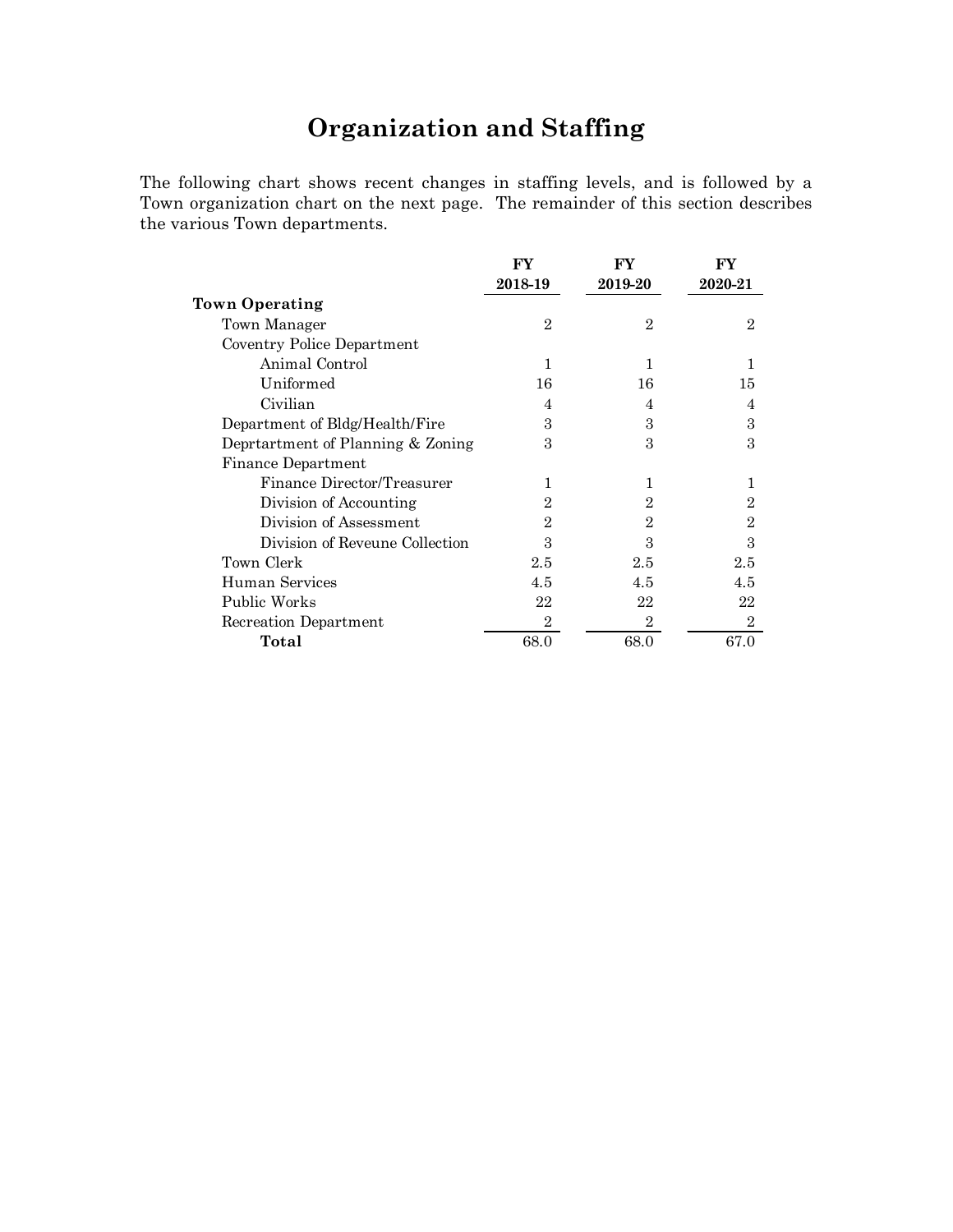# Organization and Staffing

The following chart shows recent changes in staffing levels, and is followed by a Town organization chart on the next page. The remainder of this section describes the various Town departments.

| | FY 2018-19 | FY 2019-20 | FY 2020-21 |
|---|---|---|---|
| **Town Operating** | | | |
| Town Manager | 2 | 2 | 2 |
| Coventry Police Department | | | |
| Animal Control | 1 | 1 | 1 |
| Uniformed | 16 | 16 | 15 |
| Civilian | 4 | 4 | 4 |
| Department of Bldg/Health/Fire | 3 | 3 | 3 |
| Deprtartment of Planning & Zoning | 3 | 3 | 3 |
| Finance Department | | | |
| Finance Director/Treasurer | 1 | 1 | 1 |
| Division of Accounting | 2 | 2 | 2 |
| Division of Assessment | 2 | 2 | 2 |
| Division of Reveune Collection | 3 | 3 | 3 |
| Town Clerk | 2.5 | 2.5 | 2.5 |
| Human Services | 4.5 | 4.5 | 4.5 |
| Public Works | 22 | 22 | 22 |
| Recreation Department | 2 | 2 | 2 |
| **Total** | 68.0 | 68.0 | 67.0 |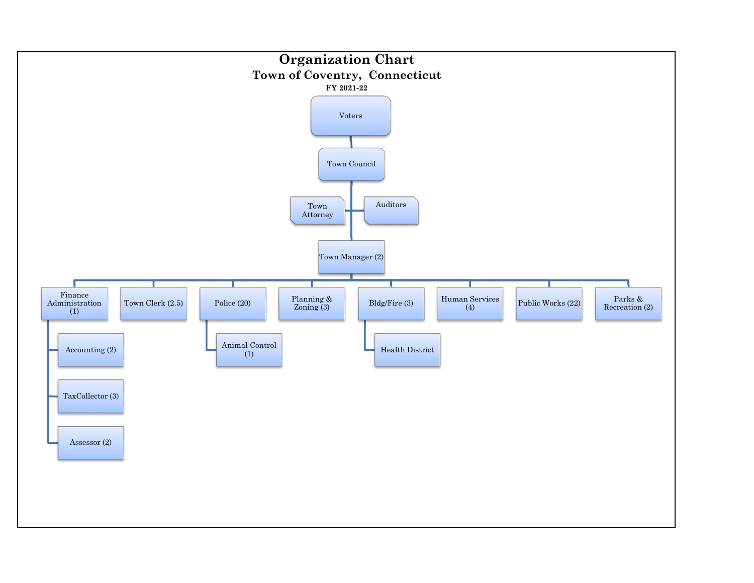# Organization Chart

## Town of Coventry, Connecticut

**FY 2021-22**

- Voters
  - Town Council
    - Town Attorney
    - Auditors
    - Town Manager (2)
      - Finance Administration (1)
        - Accounting (2)
        - TaxCollector (3)
        - Assessor (2)
      - Town Clerk (2.5)
      - Police (20)
        - Animal Control (1)
      - Planning & Zoning (3)
      - Bldg/Fire (3)
        - Health District
      - Human Services (4)
      - Public Works (22)
      - Parks & Recreation (2)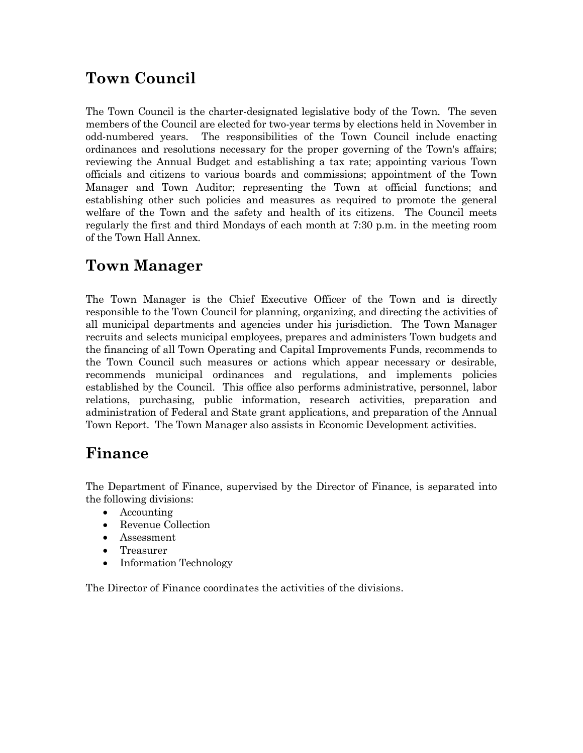## Town Council

The Town Council is the charter-designated legislative body of the Town. The seven members of the Council are elected for two-year terms by elections held in November in odd-numbered years. The responsibilities of the Town Council include enacting ordinances and resolutions necessary for the proper governing of the Town's affairs; reviewing the Annual Budget and establishing a tax rate; appointing various Town officials and citizens to various boards and commissions; appointment of the Town Manager and Town Auditor; representing the Town at official functions; and establishing other such policies and measures as required to promote the general welfare of the Town and the safety and health of its citizens. The Council meets regularly the first and third Mondays of each month at 7:30 p.m. in the meeting room of the Town Hall Annex.

## Town Manager

The Town Manager is the Chief Executive Officer of the Town and is directly responsible to the Town Council for planning, organizing, and directing the activities of all municipal departments and agencies under his jurisdiction. The Town Manager recruits and selects municipal employees, prepares and administers Town budgets and the financing of all Town Operating and Capital Improvements Funds, recommends to the Town Council such measures or actions which appear necessary or desirable, recommends municipal ordinances and regulations, and implements policies established by the Council. This office also performs administrative, personnel, labor relations, purchasing, public information, research activities, preparation and administration of Federal and State grant applications, and preparation of the Annual Town Report. The Town Manager also assists in Economic Development activities.

## Finance

The Department of Finance, supervised by the Director of Finance, is separated into the following divisions:

- Accounting
- Revenue Collection
- Assessment
- Treasurer
- Information Technology

The Director of Finance coordinates the activities of the divisions.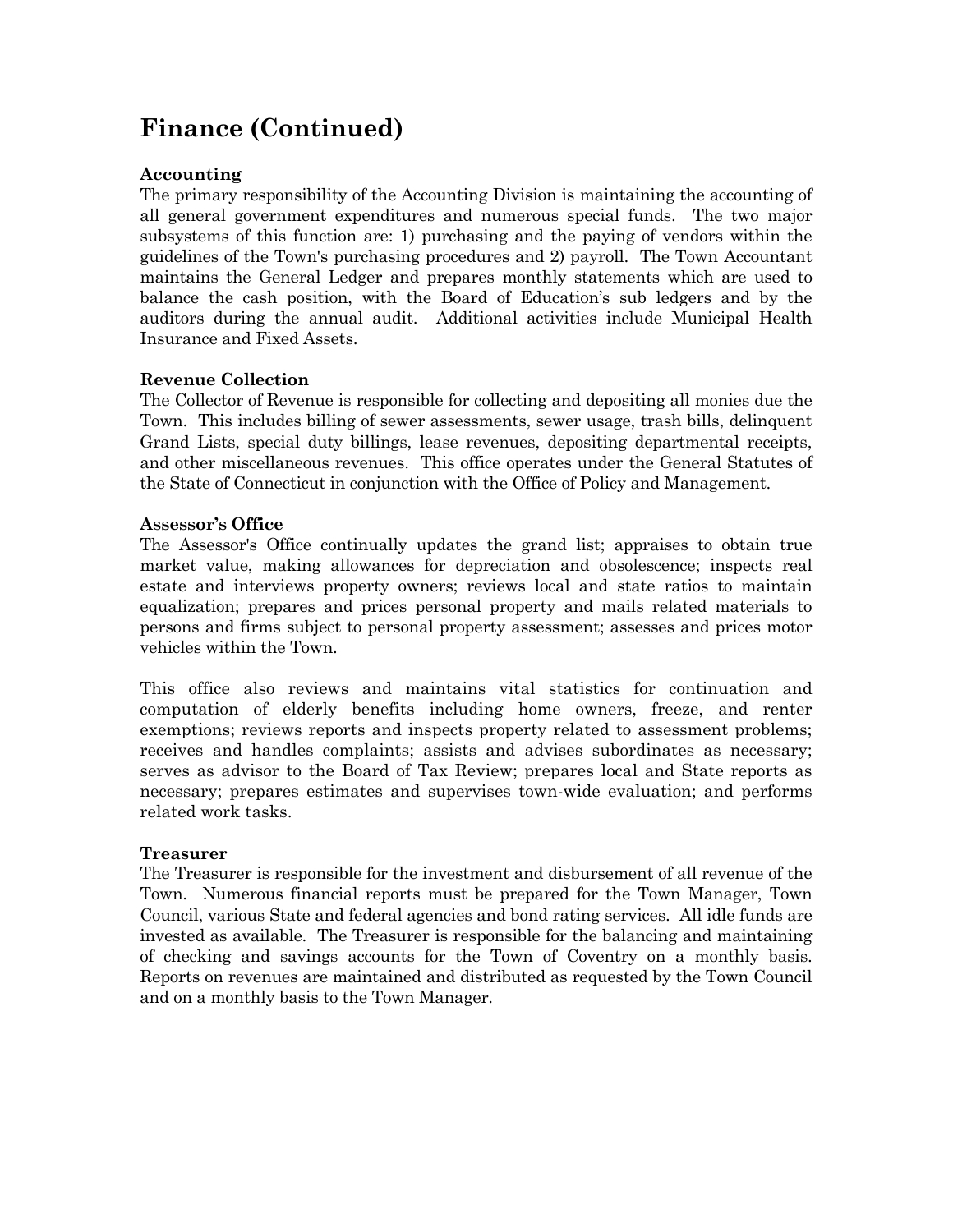# Finance (Continued)

**Accounting**

The primary responsibility of the Accounting Division is maintaining the accounting of all general government expenditures and numerous special funds. The two major subsystems of this function are: 1) purchasing and the paying of vendors within the guidelines of the Town's purchasing procedures and 2) payroll. The Town Accountant maintains the General Ledger and prepares monthly statements which are used to balance the cash position, with the Board of Education's sub ledgers and by the auditors during the annual audit. Additional activities include Municipal Health Insurance and Fixed Assets.

**Revenue Collection**

The Collector of Revenue is responsible for collecting and depositing all monies due the Town. This includes billing of sewer assessments, sewer usage, trash bills, delinquent Grand Lists, special duty billings, lease revenues, depositing departmental receipts, and other miscellaneous revenues. This office operates under the General Statutes of the State of Connecticut in conjunction with the Office of Policy and Management.

**Assessor's Office**

The Assessor's Office continually updates the grand list; appraises to obtain true market value, making allowances for depreciation and obsolescence; inspects real estate and interviews property owners; reviews local and state ratios to maintain equalization; prepares and prices personal property and mails related materials to persons and firms subject to personal property assessment; assesses and prices motor vehicles within the Town.

This office also reviews and maintains vital statistics for continuation and computation of elderly benefits including home owners, freeze, and renter exemptions; reviews reports and inspects property related to assessment problems; receives and handles complaints; assists and advises subordinates as necessary; serves as advisor to the Board of Tax Review; prepares local and State reports as necessary; prepares estimates and supervises town-wide evaluation; and performs related work tasks.

**Treasurer**

The Treasurer is responsible for the investment and disbursement of all revenue of the Town. Numerous financial reports must be prepared for the Town Manager, Town Council, various State and federal agencies and bond rating services. All idle funds are invested as available. The Treasurer is responsible for the balancing and maintaining of checking and savings accounts for the Town of Coventry on a monthly basis. Reports on revenues are maintained and distributed as requested by the Town Council and on a monthly basis to the Town Manager.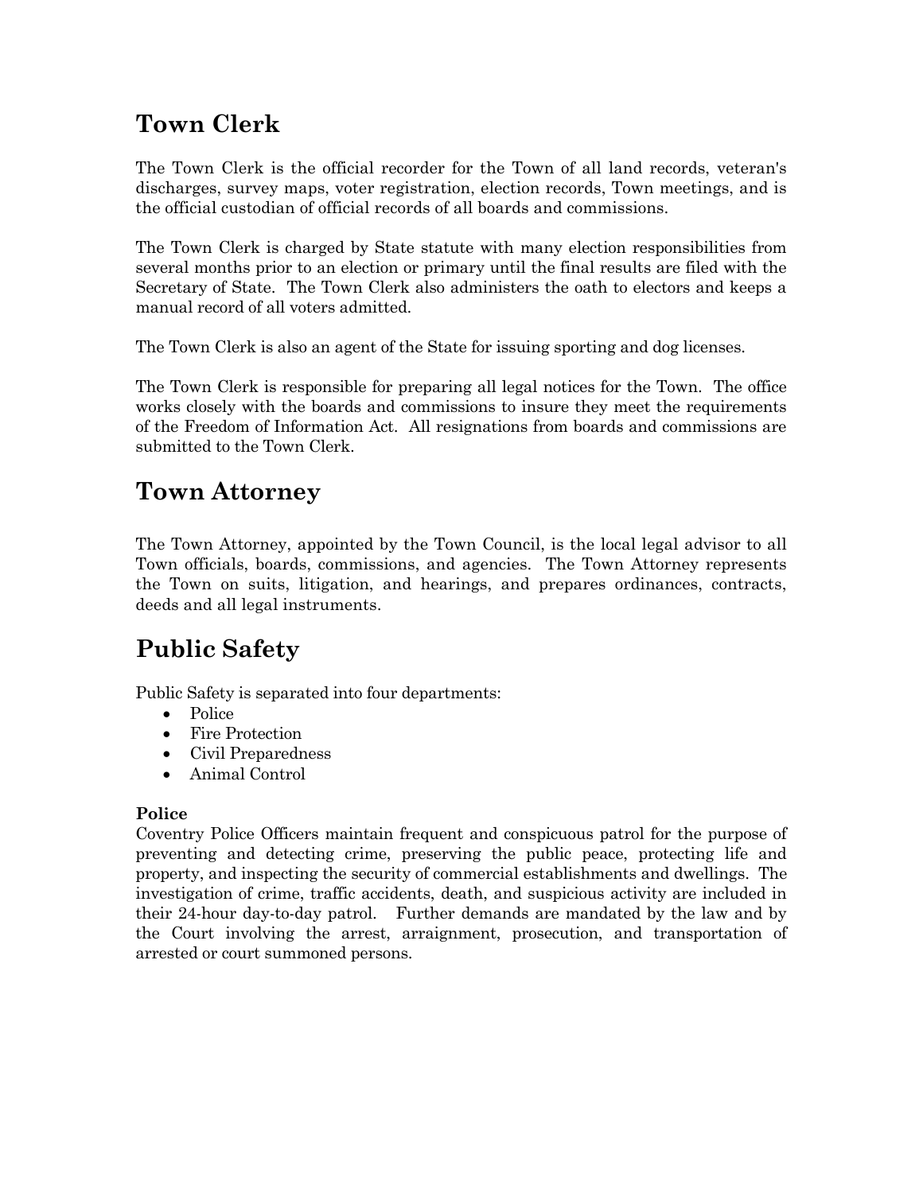## Town Clerk

The Town Clerk is the official recorder for the Town of all land records, veteran's discharges, survey maps, voter registration, election records, Town meetings, and is the official custodian of official records of all boards and commissions.

The Town Clerk is charged by State statute with many election responsibilities from several months prior to an election or primary until the final results are filed with the Secretary of State. The Town Clerk also administers the oath to electors and keeps a manual record of all voters admitted.

The Town Clerk is also an agent of the State for issuing sporting and dog licenses.

The Town Clerk is responsible for preparing all legal notices for the Town. The office works closely with the boards and commissions to insure they meet the requirements of the Freedom of Information Act. All resignations from boards and commissions are submitted to the Town Clerk.

## Town Attorney

The Town Attorney, appointed by the Town Council, is the local legal advisor to all Town officials, boards, commissions, and agencies. The Town Attorney represents the Town on suits, litigation, and hearings, and prepares ordinances, contracts, deeds and all legal instruments.

## Public Safety

Public Safety is separated into four departments:

- Police
- Fire Protection
- Civil Preparedness
- Animal Control

**Police**

Coventry Police Officers maintain frequent and conspicuous patrol for the purpose of preventing and detecting crime, preserving the public peace, protecting life and property, and inspecting the security of commercial establishments and dwellings. The investigation of crime, traffic accidents, death, and suspicious activity are included in their 24-hour day-to-day patrol. Further demands are mandated by the law and by the Court involving the arrest, arraignment, prosecution, and transportation of arrested or court summoned persons.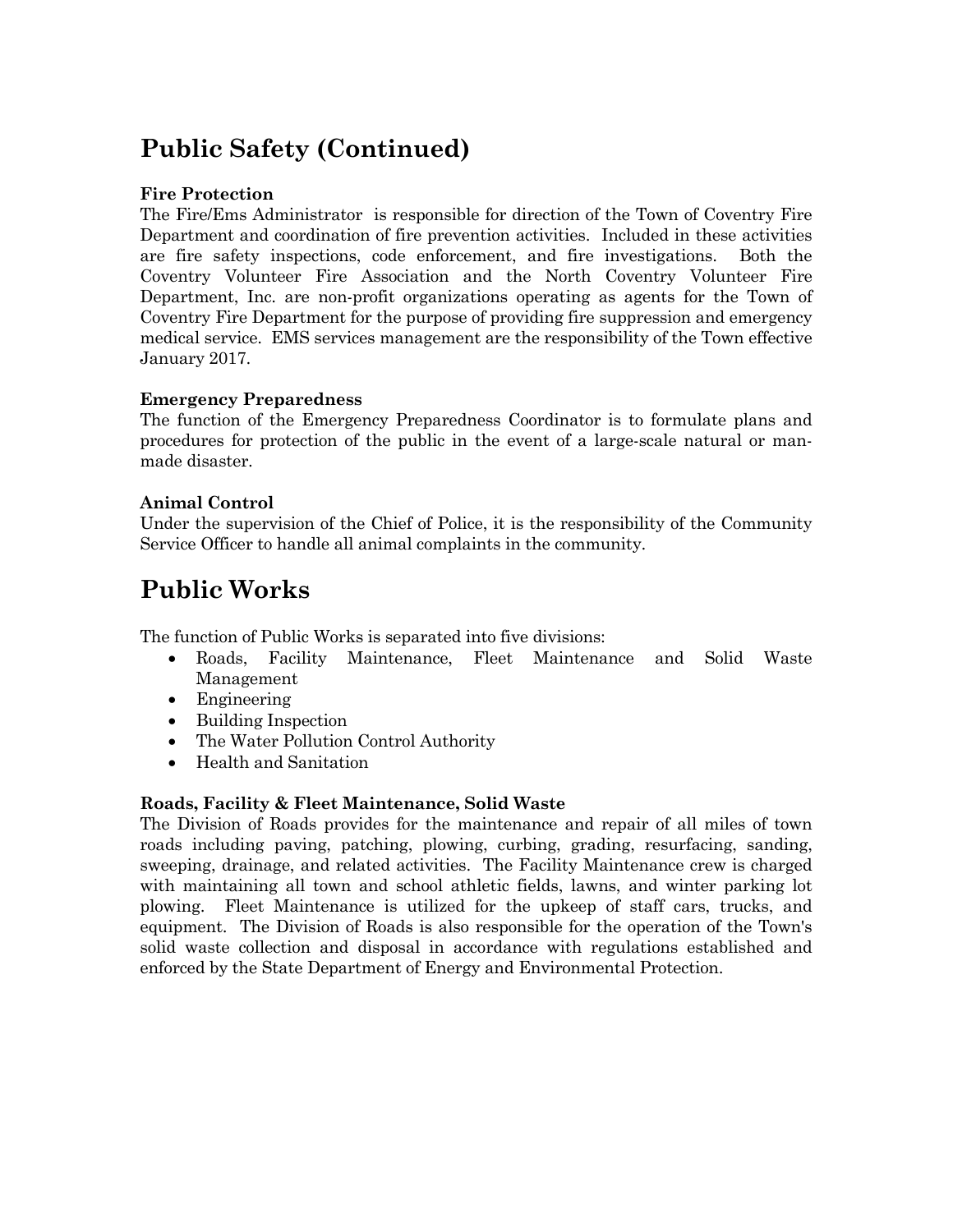## Public Safety (Continued)

**Fire Protection**

The Fire/Ems Administrator is responsible for direction of the Town of Coventry Fire Department and coordination of fire prevention activities. Included in these activities are fire safety inspections, code enforcement, and fire investigations. Both the Coventry Volunteer Fire Association and the North Coventry Volunteer Fire Department, Inc. are non-profit organizations operating as agents for the Town of Coventry Fire Department for the purpose of providing fire suppression and emergency medical service. EMS services management are the responsibility of the Town effective January 2017.

**Emergency Preparedness**

The function of the Emergency Preparedness Coordinator is to formulate plans and procedures for protection of the public in the event of a large-scale natural or man-made disaster.

**Animal Control**

Under the supervision of the Chief of Police, it is the responsibility of the Community Service Officer to handle all animal complaints in the community.

## Public Works

The function of Public Works is separated into five divisions:

- Roads, Facility Maintenance, Fleet Maintenance and Solid Waste Management
- Engineering
- Building Inspection
- The Water Pollution Control Authority
- Health and Sanitation

**Roads, Facility & Fleet Maintenance, Solid Waste**

The Division of Roads provides for the maintenance and repair of all miles of town roads including paving, patching, plowing, curbing, grading, resurfacing, sanding, sweeping, drainage, and related activities. The Facility Maintenance crew is charged with maintaining all town and school athletic fields, lawns, and winter parking lot plowing. Fleet Maintenance is utilized for the upkeep of staff cars, trucks, and equipment. The Division of Roads is also responsible for the operation of the Town's solid waste collection and disposal in accordance with regulations established and enforced by the State Department of Energy and Environmental Protection.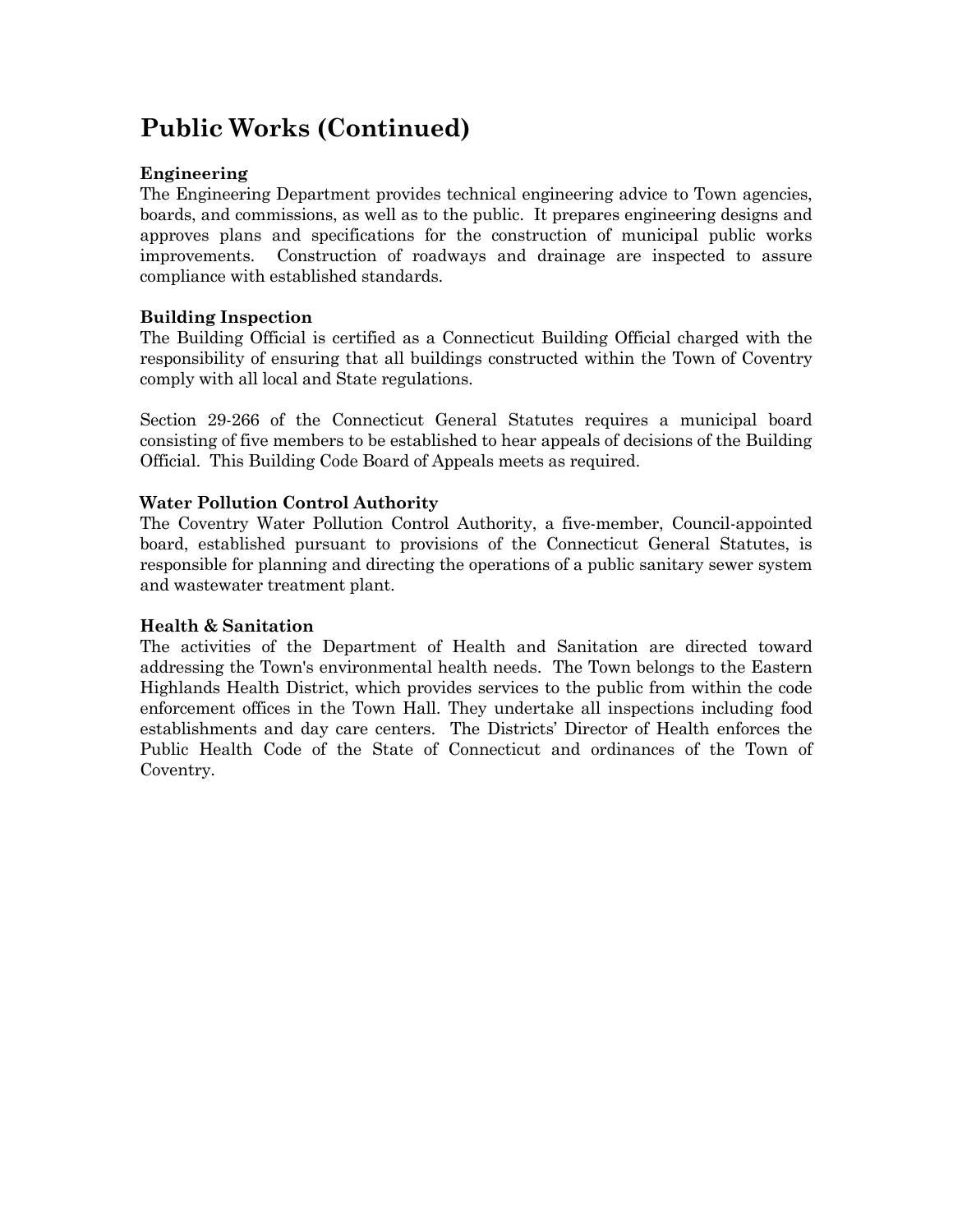# Public Works (Continued)

**Engineering**

The Engineering Department provides technical engineering advice to Town agencies, boards, and commissions, as well as to the public. It prepares engineering designs and approves plans and specifications for the construction of municipal public works improvements. Construction of roadways and drainage are inspected to assure compliance with established standards.

**Building Inspection**

The Building Official is certified as a Connecticut Building Official charged with the responsibility of ensuring that all buildings constructed within the Town of Coventry comply with all local and State regulations.

Section 29-266 of the Connecticut General Statutes requires a municipal board consisting of five members to be established to hear appeals of decisions of the Building Official. This Building Code Board of Appeals meets as required.

**Water Pollution Control Authority**

The Coventry Water Pollution Control Authority, a five-member, Council-appointed board, established pursuant to provisions of the Connecticut General Statutes, is responsible for planning and directing the operations of a public sanitary sewer system and wastewater treatment plant.

**Health & Sanitation**

The activities of the Department of Health and Sanitation are directed toward addressing the Town's environmental health needs. The Town belongs to the Eastern Highlands Health District, which provides services to the public from within the code enforcement offices in the Town Hall. They undertake all inspections including food establishments and day care centers. The Districts' Director of Health enforces the Public Health Code of the State of Connecticut and ordinances of the Town of Coventry.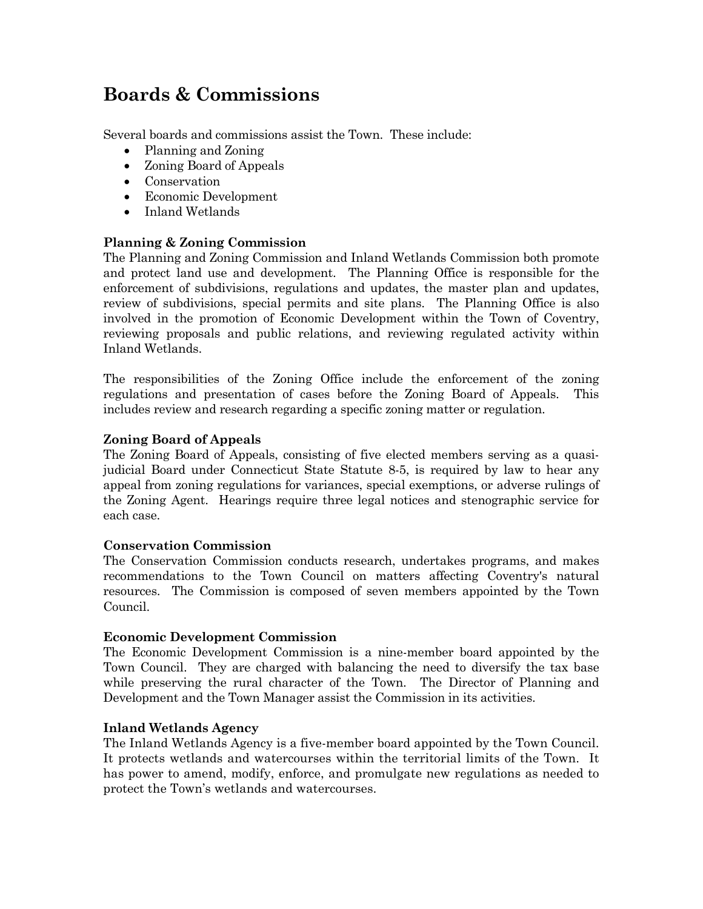# Boards & Commissions

Several boards and commissions assist the Town. These include:

- Planning and Zoning
- Zoning Board of Appeals
- Conservation
- Economic Development
- Inland Wetlands

**Planning & Zoning Commission**

The Planning and Zoning Commission and Inland Wetlands Commission both promote and protect land use and development. The Planning Office is responsible for the enforcement of subdivisions, regulations and updates, the master plan and updates, review of subdivisions, special permits and site plans. The Planning Office is also involved in the promotion of Economic Development within the Town of Coventry, reviewing proposals and public relations, and reviewing regulated activity within Inland Wetlands.

The responsibilities of the Zoning Office include the enforcement of the zoning regulations and presentation of cases before the Zoning Board of Appeals. This includes review and research regarding a specific zoning matter or regulation.

**Zoning Board of Appeals**

The Zoning Board of Appeals, consisting of five elected members serving as a quasi-judicial Board under Connecticut State Statute 8-5, is required by law to hear any appeal from zoning regulations for variances, special exemptions, or adverse rulings of the Zoning Agent. Hearings require three legal notices and stenographic service for each case.

**Conservation Commission**

The Conservation Commission conducts research, undertakes programs, and makes recommendations to the Town Council on matters affecting Coventry's natural resources. The Commission is composed of seven members appointed by the Town Council.

**Economic Development Commission**

The Economic Development Commission is a nine-member board appointed by the Town Council. They are charged with balancing the need to diversify the tax base while preserving the rural character of the Town. The Director of Planning and Development and the Town Manager assist the Commission in its activities.

**Inland Wetlands Agency**

The Inland Wetlands Agency is a five-member board appointed by the Town Council. It protects wetlands and watercourses within the territorial limits of the Town. It has power to amend, modify, enforce, and promulgate new regulations as needed to protect the Town's wetlands and watercourses.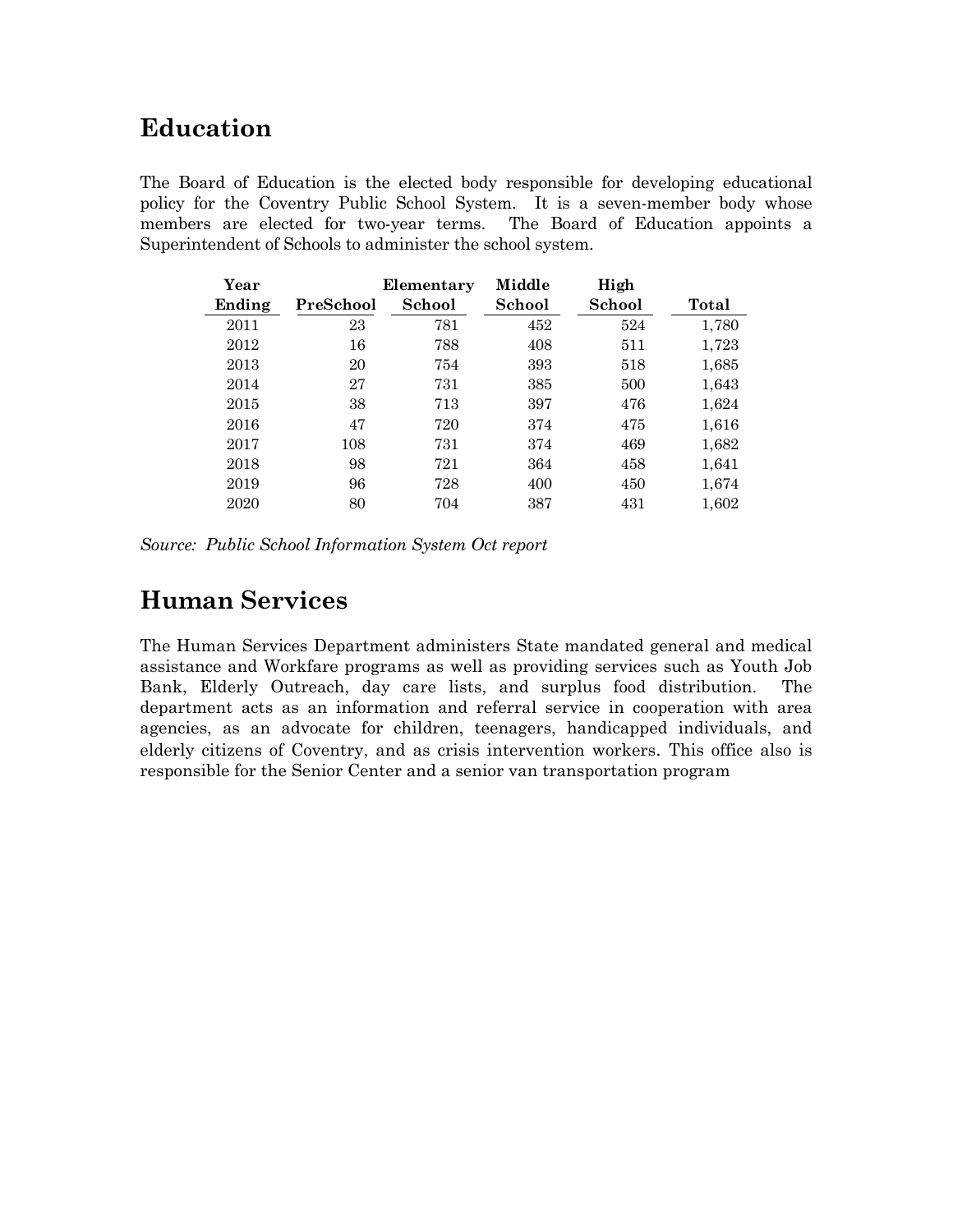## Education

The Board of Education is the elected body responsible for developing educational policy for the Coventry Public School System. It is a seven-member body whose members are elected for two-year terms. The Board of Education appoints a Superintendent of Schools to administer the school system.

| Year Ending | PreSchool | Elementary School | Middle School | High School | Total |
|---|---|---|---|---|---|
| 2011 | 23 | 781 | 452 | 524 | 1,780 |
| 2012 | 16 | 788 | 408 | 511 | 1,723 |
| 2013 | 20 | 754 | 393 | 518 | 1,685 |
| 2014 | 27 | 731 | 385 | 500 | 1,643 |
| 2015 | 38 | 713 | 397 | 476 | 1,624 |
| 2016 | 47 | 720 | 374 | 475 | 1,616 |
| 2017 | 108 | 731 | 374 | 469 | 1,682 |
| 2018 | 98 | 721 | 364 | 458 | 1,641 |
| 2019 | 96 | 728 | 400 | 450 | 1,674 |
| 2020 | 80 | 704 | 387 | 431 | 1,602 |

*Source: Public School Information System Oct report*

## Human Services

The Human Services Department administers State mandated general and medical assistance and Workfare programs as well as providing services such as Youth Job Bank, Elderly Outreach, day care lists, and surplus food distribution. The department acts as an information and referral service in cooperation with area agencies, as an advocate for children, teenagers, handicapped individuals, and elderly citizens of Coventry, and as crisis intervention workers. This office also is responsible for the Senior Center and a senior van transportation program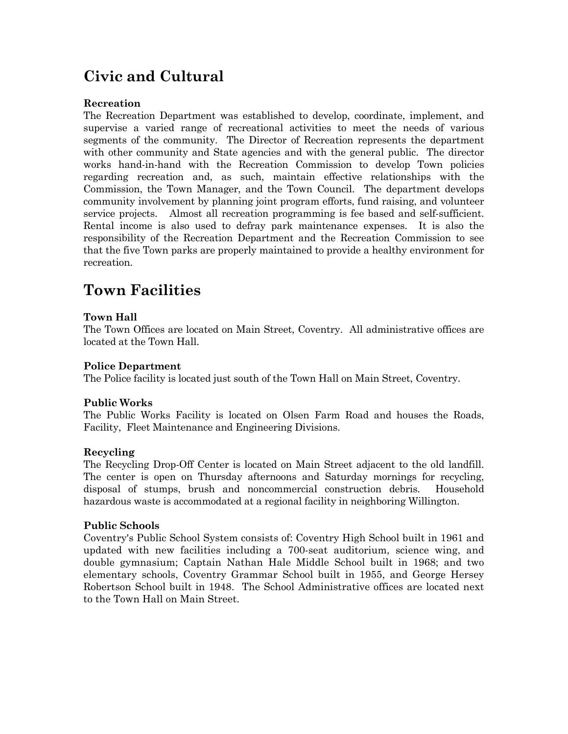# Civic and Cultural

### Recreation

The Recreation Department was established to develop, coordinate, implement, and supervise a varied range of recreational activities to meet the needs of various segments of the community. The Director of Recreation represents the department with other community and State agencies and with the general public. The director works hand-in-hand with the Recreation Commission to develop Town policies regarding recreation and, as such, maintain effective relationships with the Commission, the Town Manager, and the Town Council. The department develops community involvement by planning joint program efforts, fund raising, and volunteer service projects. Almost all recreation programming is fee based and self-sufficient. Rental income is also used to defray park maintenance expenses. It is also the responsibility of the Recreation Department and the Recreation Commission to see that the five Town parks are properly maintained to provide a healthy environment for recreation.

# Town Facilities

### Town Hall

The Town Offices are located on Main Street, Coventry. All administrative offices are located at the Town Hall.

### Police Department

The Police facility is located just south of the Town Hall on Main Street, Coventry.

### Public Works

The Public Works Facility is located on Olsen Farm Road and houses the Roads, Facility, Fleet Maintenance and Engineering Divisions.

### Recycling

The Recycling Drop-Off Center is located on Main Street adjacent to the old landfill. The center is open on Thursday afternoons and Saturday mornings for recycling, disposal of stumps, brush and noncommercial construction debris. Household hazardous waste is accommodated at a regional facility in neighboring Willington.

### Public Schools

Coventry's Public School System consists of: Coventry High School built in 1961 and updated with new facilities including a 700-seat auditorium, science wing, and double gymnasium; Captain Nathan Hale Middle School built in 1968; and two elementary schools, Coventry Grammar School built in 1955, and George Hersey Robertson School built in 1948. The School Administrative offices are located next to the Town Hall on Main Street.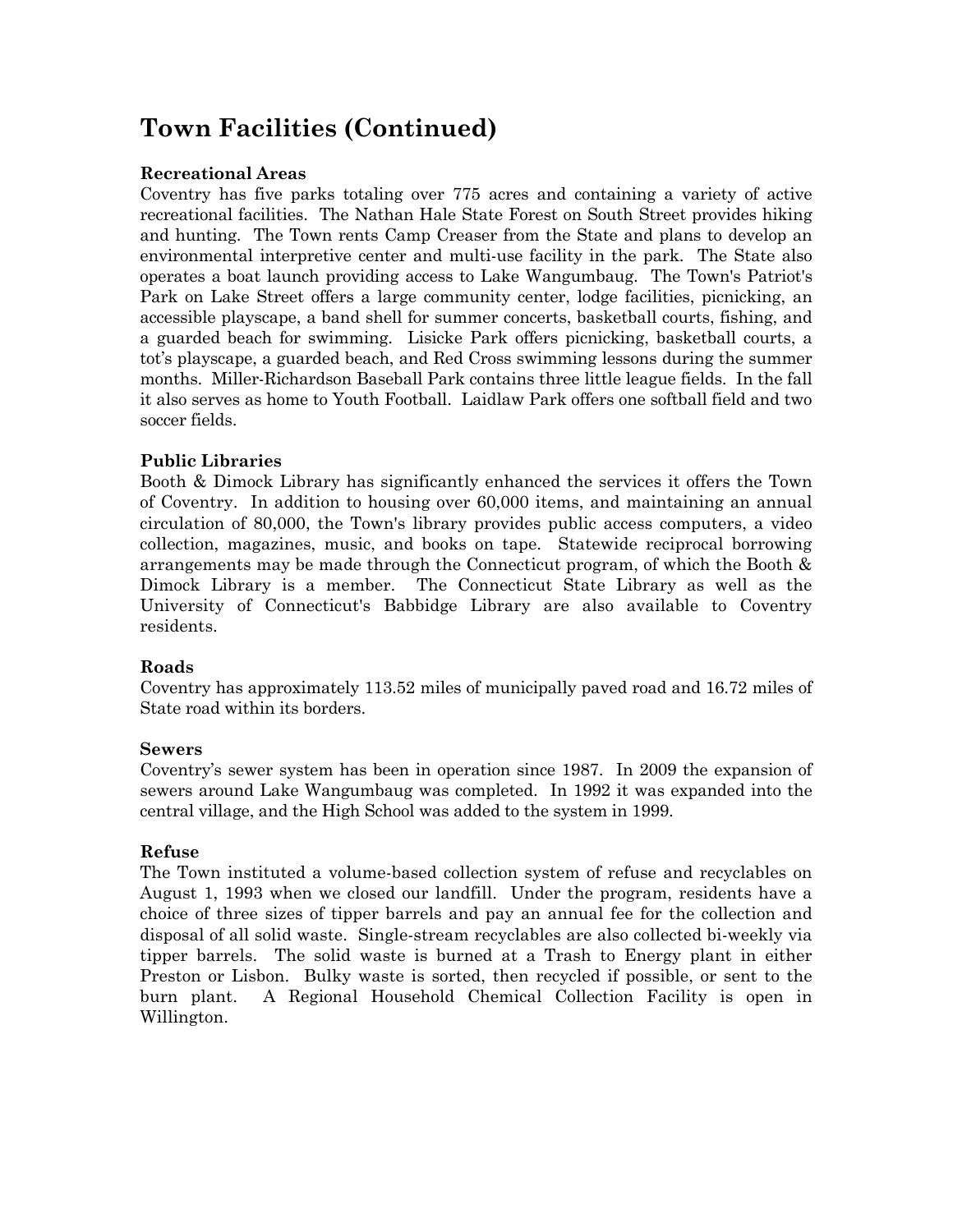# Town Facilities (Continued)

**Recreational Areas**

Coventry has five parks totaling over 775 acres and containing a variety of active recreational facilities. The Nathan Hale State Forest on South Street provides hiking and hunting. The Town rents Camp Creaser from the State and plans to develop an environmental interpretive center and multi-use facility in the park. The State also operates a boat launch providing access to Lake Wangumbaug. The Town's Patriot's Park on Lake Street offers a large community center, lodge facilities, picnicking, an accessible playscape, a band shell for summer concerts, basketball courts, fishing, and a guarded beach for swimming. Lisicke Park offers picnicking, basketball courts, a tot's playscape, a guarded beach, and Red Cross swimming lessons during the summer months. Miller-Richardson Baseball Park contains three little league fields. In the fall it also serves as home to Youth Football. Laidlaw Park offers one softball field and two soccer fields.

**Public Libraries**

Booth & Dimock Library has significantly enhanced the services it offers the Town of Coventry. In addition to housing over 60,000 items, and maintaining an annual circulation of 80,000, the Town's library provides public access computers, a video collection, magazines, music, and books on tape. Statewide reciprocal borrowing arrangements may be made through the Connecticut program, of which the Booth & Dimock Library is a member. The Connecticut State Library as well as the University of Connecticut's Babbidge Library are also available to Coventry residents.

**Roads**

Coventry has approximately 113.52 miles of municipally paved road and 16.72 miles of State road within its borders.

**Sewers**

Coventry's sewer system has been in operation since 1987. In 2009 the expansion of sewers around Lake Wangumbaug was completed. In 1992 it was expanded into the central village, and the High School was added to the system in 1999.

**Refuse**

The Town instituted a volume-based collection system of refuse and recyclables on August 1, 1993 when we closed our landfill. Under the program, residents have a choice of three sizes of tipper barrels and pay an annual fee for the collection and disposal of all solid waste. Single-stream recyclables are also collected bi-weekly via tipper barrels. The solid waste is burned at a Trash to Energy plant in either Preston or Lisbon. Bulky waste is sorted, then recycled if possible, or sent to the burn plant. A Regional Household Chemical Collection Facility is open in Willington.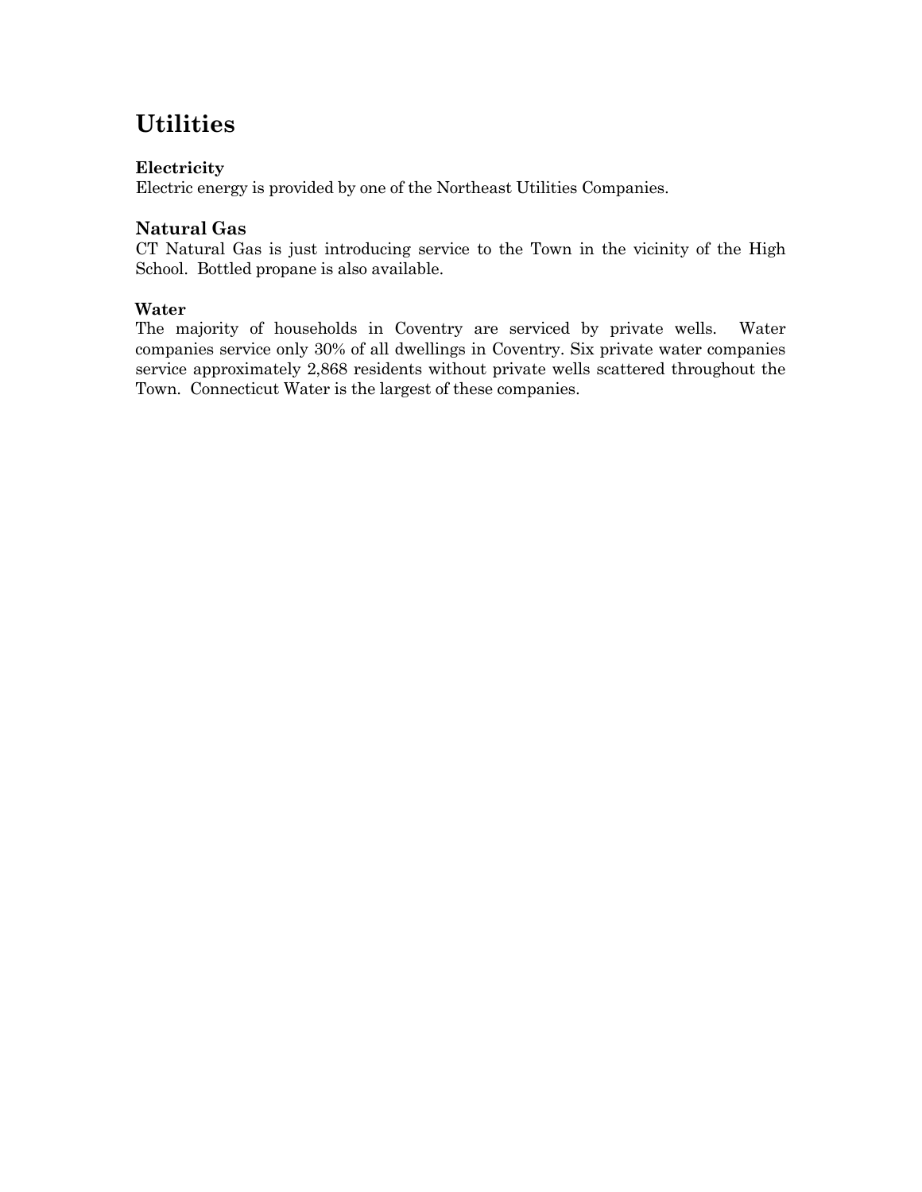# Utilities

### Electricity

Electric energy is provided by one of the Northeast Utilities Companies.

### Natural Gas

CT Natural Gas is just introducing service to the Town in the vicinity of the High School. Bottled propane is also available.

### Water

The majority of households in Coventry are serviced by private wells. Water companies service only 30% of all dwellings in Coventry. Six private water companies service approximately 2,868 residents without private wells scattered throughout the Town. Connecticut Water is the largest of these companies.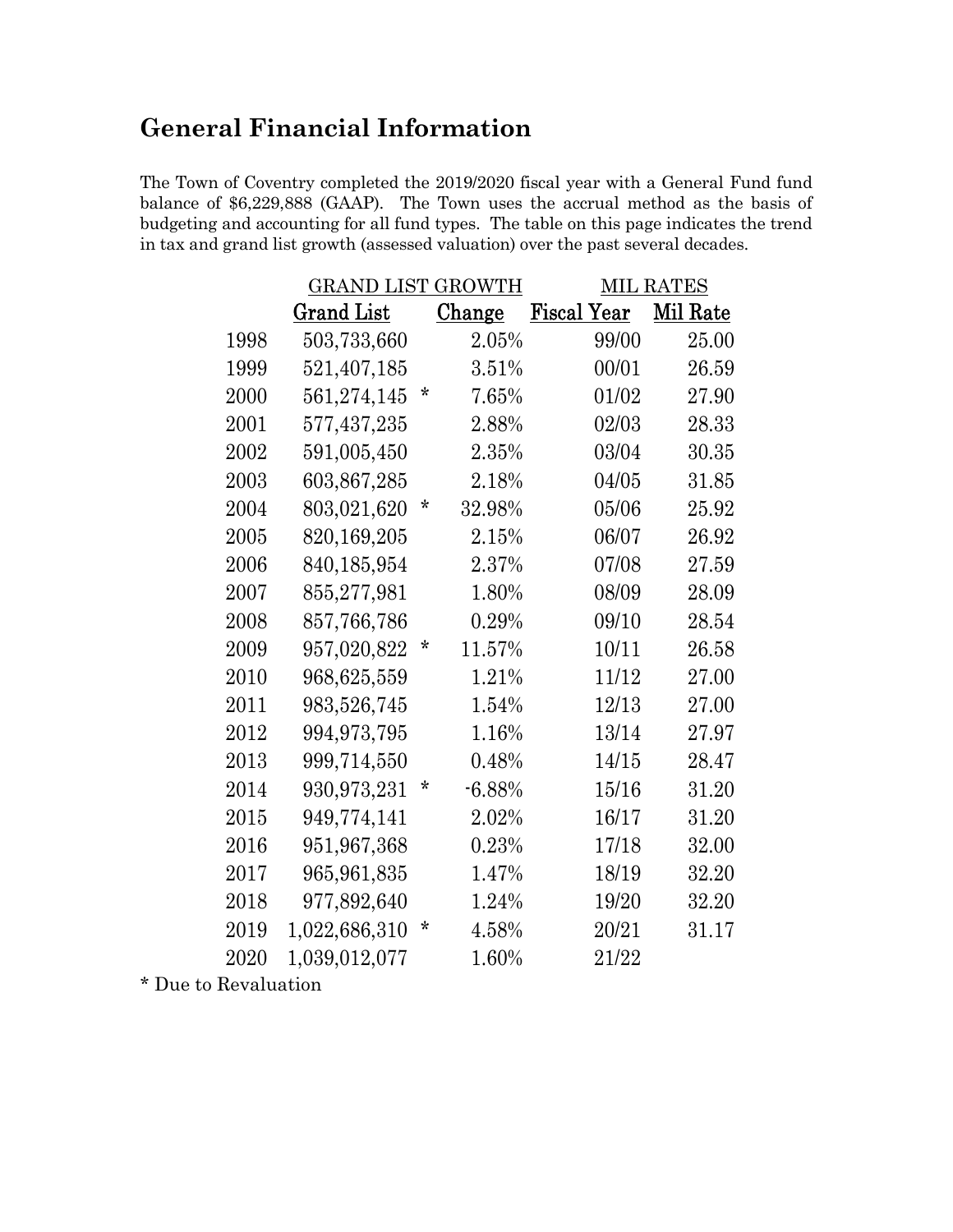## General Financial Information

The Town of Coventry completed the 2019/2020 fiscal year with a General Fund fund balance of $6,229,888 (GAAP). The Town uses the accrual method as the basis of budgeting and accounting for all fund types. The table on this page indicates the trend in tax and grand list growth (assessed valuation) over the past several decades.

| | GRAND LIST GROWTH | | | MIL RATES | |
|---|---|---|---|---|---|
| | Grand List | | Change | Fiscal Year | Mil Rate |
| 1998 | 503,733,660 | | 2.05% | 99/00 | 25.00 |
| 1999 | 521,407,185 | | 3.51% | 00/01 | 26.59 |
| 2000 | 561,274,145 | * | 7.65% | 01/02 | 27.90 |
| 2001 | 577,437,235 | | 2.88% | 02/03 | 28.33 |
| 2002 | 591,005,450 | | 2.35% | 03/04 | 30.35 |
| 2003 | 603,867,285 | | 2.18% | 04/05 | 31.85 |
| 2004 | 803,021,620 | * | 32.98% | 05/06 | 25.92 |
| 2005 | 820,169,205 | | 2.15% | 06/07 | 26.92 |
| 2006 | 840,185,954 | | 2.37% | 07/08 | 27.59 |
| 2007 | 855,277,981 | | 1.80% | 08/09 | 28.09 |
| 2008 | 857,766,786 | | 0.29% | 09/10 | 28.54 |
| 2009 | 957,020,822 | * | 11.57% | 10/11 | 26.58 |
| 2010 | 968,625,559 | | 1.21% | 11/12 | 27.00 |
| 2011 | 983,526,745 | | 1.54% | 12/13 | 27.00 |
| 2012 | 994,973,795 | | 1.16% | 13/14 | 27.97 |
| 2013 | 999,714,550 | | 0.48% | 14/15 | 28.47 |
| 2014 | 930,973,231 | * | -6.88% | 15/16 | 31.20 |
| 2015 | 949,774,141 | | 2.02% | 16/17 | 31.20 |
| 2016 | 951,967,368 | | 0.23% | 17/18 | 32.00 |
| 2017 | 965,961,835 | | 1.47% | 18/19 | 32.20 |
| 2018 | 977,892,640 | | 1.24% | 19/20 | 32.20 |
| 2019 | 1,022,686,310 | * | 4.58% | 20/21 | 31.17 |
| 2020 | 1,039,012,077 | | 1.60% | 21/22 | |

* Due to Revaluation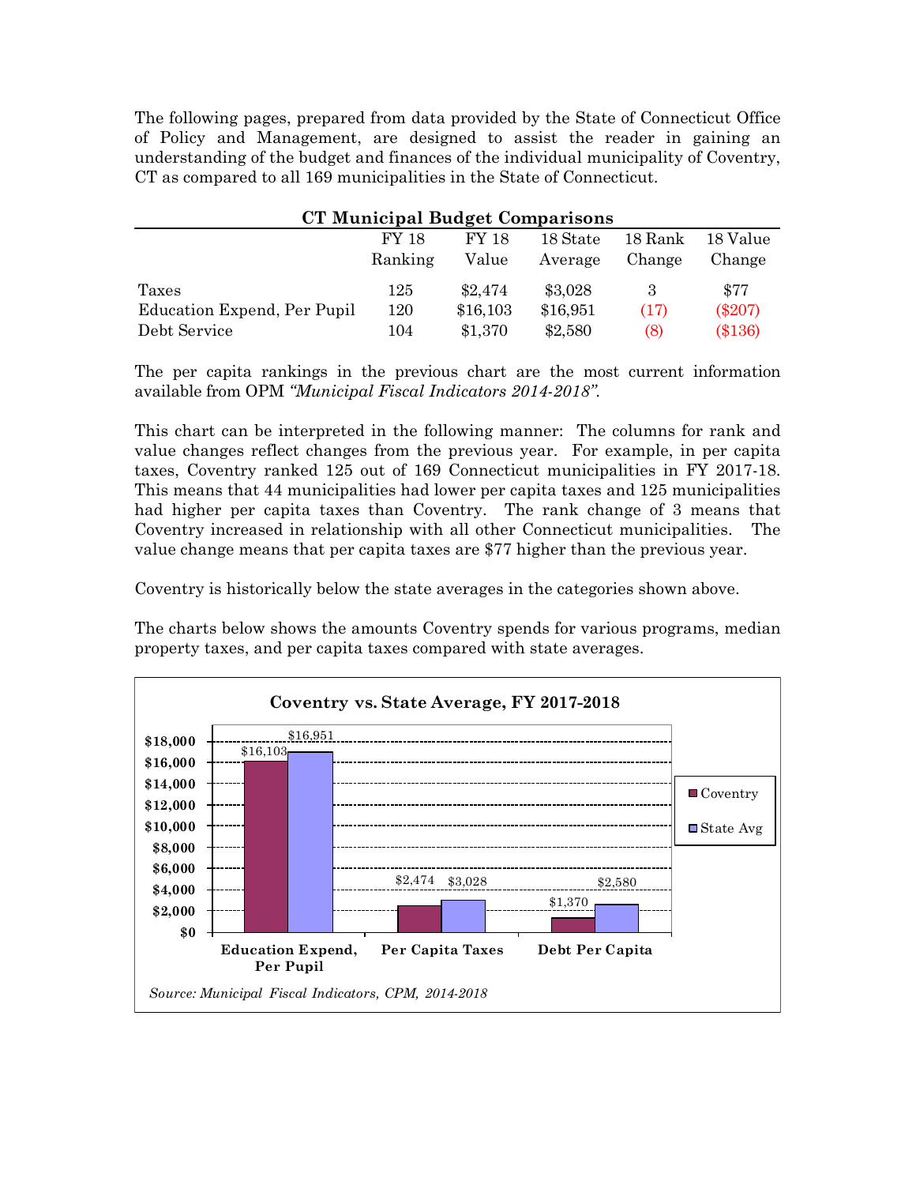The following pages, prepared from data provided by the State of Connecticut Office of Policy and Management, are designed to assist the reader in gaining an understanding of the budget and finances of the individual municipality of Coventry, CT as compared to all 169 municipalities in the State of Connecticut.

**CT Municipal Budget Comparisons**

| | FY 18 Ranking | FY 18 Value | 18 State Average | 18 Rank Change | 18 Value Change |
|---|---|---|---|---|---|
| Taxes | 125 | $2,474 | $3,028 | 3 | $77 |
| Education Expend, Per Pupil | 120 | $16,103 | $16,951 | (17) | ($207) |
| Debt Service | 104 | $1,370 | $2,580 | (8) | ($136) |

The per capita rankings in the previous chart are the most current information available from OPM *"Municipal Fiscal Indicators 2014-2018"*.

This chart can be interpreted in the following manner: The columns for rank and value changes reflect changes from the previous year. For example, in per capita taxes, Coventry ranked 125 out of 169 Connecticut municipalities in FY 2017-18. This means that 44 municipalities had lower per capita taxes and 125 municipalities had higher per capita taxes than Coventry. The rank change of 3 means that Coventry increased in relationship with all other Connecticut municipalities. The value change means that per capita taxes are $77 higher than the previous year.

Coventry is historically below the state averages in the categories shown above.

The charts below shows the amounts Coventry spends for various programs, median property taxes, and per capita taxes compared with state averages.

**Coventry vs. State Average, FY 2017-2018**

| | Coventry | State Avg |
|---|---|---|
| Education Expend, Per Pupil | $16,103 | $16,951 |
| Per Capita Taxes | $2,474 | $3,028 |
| Debt Per Capita | $1,370 | $2,580 |

*Source: Municipal Fiscal Indicators, CPM, 2014-2018*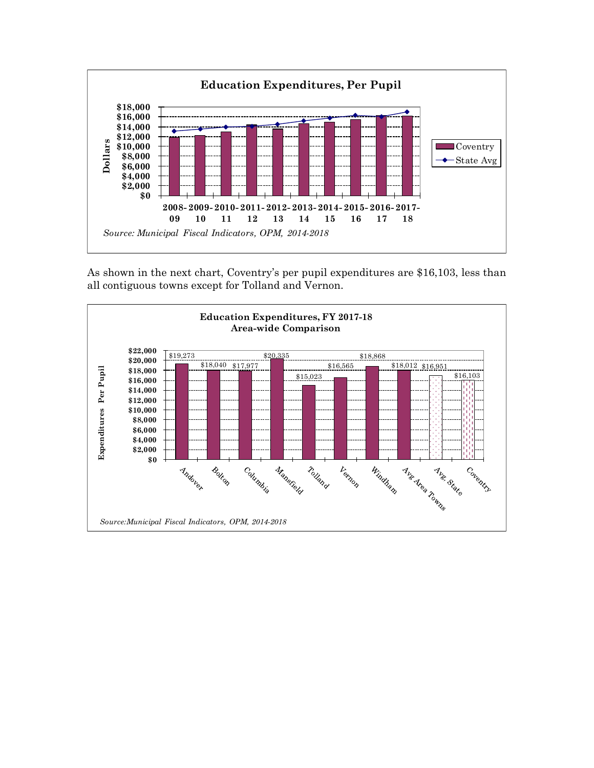**Education Expenditures, Per Pupil**

| Year | Coventry | State Avg |
|---|---|---|
| 2008-09 | | |
| 2009-10 | | |
| 2010-11 | | |
| 2011-12 | | |
| 2012-13 | | |
| 2013-14 | | |
| 2014-15 | | |
| 2015-16 | | |
| 2016-17 | | |
| 2017-18 | | |

*Source: Municipal Fiscal Indicators, OPM, 2014-2018*

As shown in the next chart, Coventry's per pupil expenditures are $16,103, less than all contiguous towns except for Tolland and Vernon.

**Education Expenditures, FY 2017-18**
**Area-wide Comparison**

| Town | Expenditures Per Pupil |
|---|---|
| Andover | $19,273 |
| Bolton | $18,040 |
| Columbia | $17,977 |
| Mansfield | $20,335 |
| Tolland | $15,023 |
| Vernon | $16,565 |
| Windham | $18,868 |
| Avg Area Towns | $18,012 |
| Avg. State | $16,951 |
| Coventry | $16,103 |

*Source:Municipal Fiscal Indicators, OPM, 2014-2018*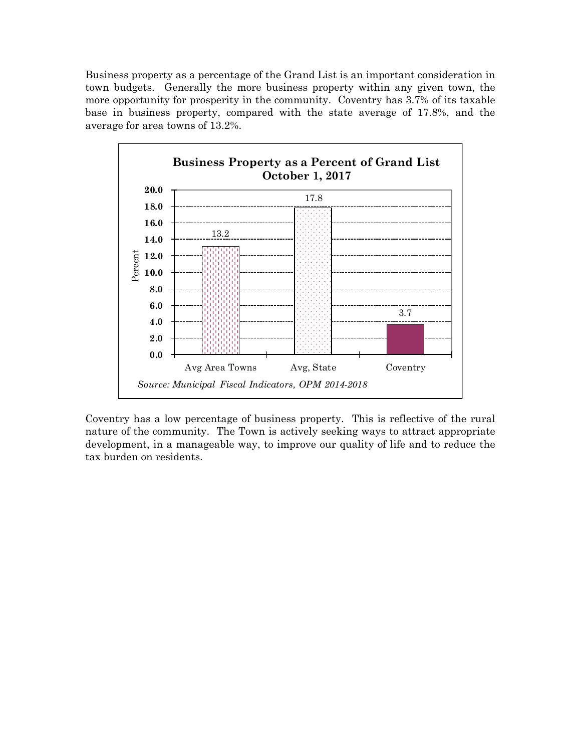Business property as a percentage of the Grand List is an important consideration in town budgets. Generally the more business property within any given town, the more opportunity for prosperity in the community. Coventry has 3.7% of its taxable base in business property, compared with the state average of 17.8%, and the average for area towns of 13.2%.

**Business Property as a Percent of Grand List**
**October 1, 2017**

| | Percent |
|---|---|
| Avg Area Towns | 13.2 |
| Avg, State | 17.8 |
| Coventry | 3.7 |

*Source: Municipal Fiscal Indicators, OPM 2014-2018*

Coventry has a low percentage of business property. This is reflective of the rural nature of the community. The Town is actively seeking ways to attract appropriate development, in a manageable way, to improve our quality of life and to reduce the tax burden on residents.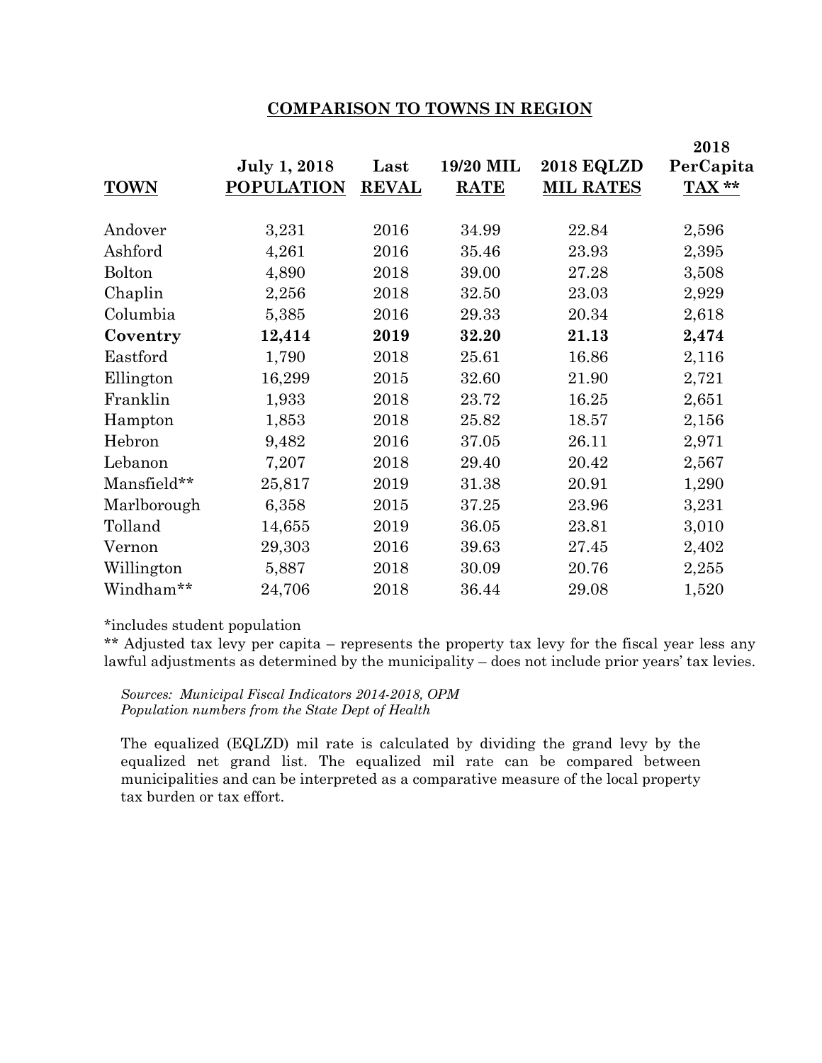## COMPARISON TO TOWNS IN REGION

| TOWN | July 1, 2018 POPULATION | Last REVAL | 19/20 MIL RATE | 2018 EQLZD MIL RATES | 2018 PerCapita TAX ** |
|---|---|---|---|---|---|
| Andover | 3,231 | 2016 | 34.99 | 22.84 | 2,596 |
| Ashford | 4,261 | 2016 | 35.46 | 23.93 | 2,395 |
| Bolton | 4,890 | 2018 | 39.00 | 27.28 | 3,508 |
| Chaplin | 2,256 | 2018 | 32.50 | 23.03 | 2,929 |
| Columbia | 5,385 | 2016 | 29.33 | 20.34 | 2,618 |
| **Coventry** | **12,414** | **2019** | **32.20** | **21.13** | **2,474** |
| Eastford | 1,790 | 2018 | 25.61 | 16.86 | 2,116 |
| Ellington | 16,299 | 2015 | 32.60 | 21.90 | 2,721 |
| Franklin | 1,933 | 2018 | 23.72 | 16.25 | 2,651 |
| Hampton | 1,853 | 2018 | 25.82 | 18.57 | 2,156 |
| Hebron | 9,482 | 2016 | 37.05 | 26.11 | 2,971 |
| Lebanon | 7,207 | 2018 | 29.40 | 20.42 | 2,567 |
| Mansfield** | 25,817 | 2019 | 31.38 | 20.91 | 1,290 |
| Marlborough | 6,358 | 2015 | 37.25 | 23.96 | 3,231 |
| Tolland | 14,655 | 2019 | 36.05 | 23.81 | 3,010 |
| Vernon | 29,303 | 2016 | 39.63 | 27.45 | 2,402 |
| Willington | 5,887 | 2018 | 30.09 | 20.76 | 2,255 |
| Windham** | 24,706 | 2018 | 36.44 | 29.08 | 1,520 |

*includes student population

** Adjusted tax levy per capita – represents the property tax levy for the fiscal year less any lawful adjustments as determined by the municipality – does not include prior years' tax levies.

*Sources: Municipal Fiscal Indicators 2014-2018, OPM*
*Population numbers from the State Dept of Health*

The equalized (EQLZD) mil rate is calculated by dividing the grand levy by the equalized net grand list. The equalized mil rate can be compared between municipalities and can be interpreted as a comparative measure of the local property tax burden or tax effort.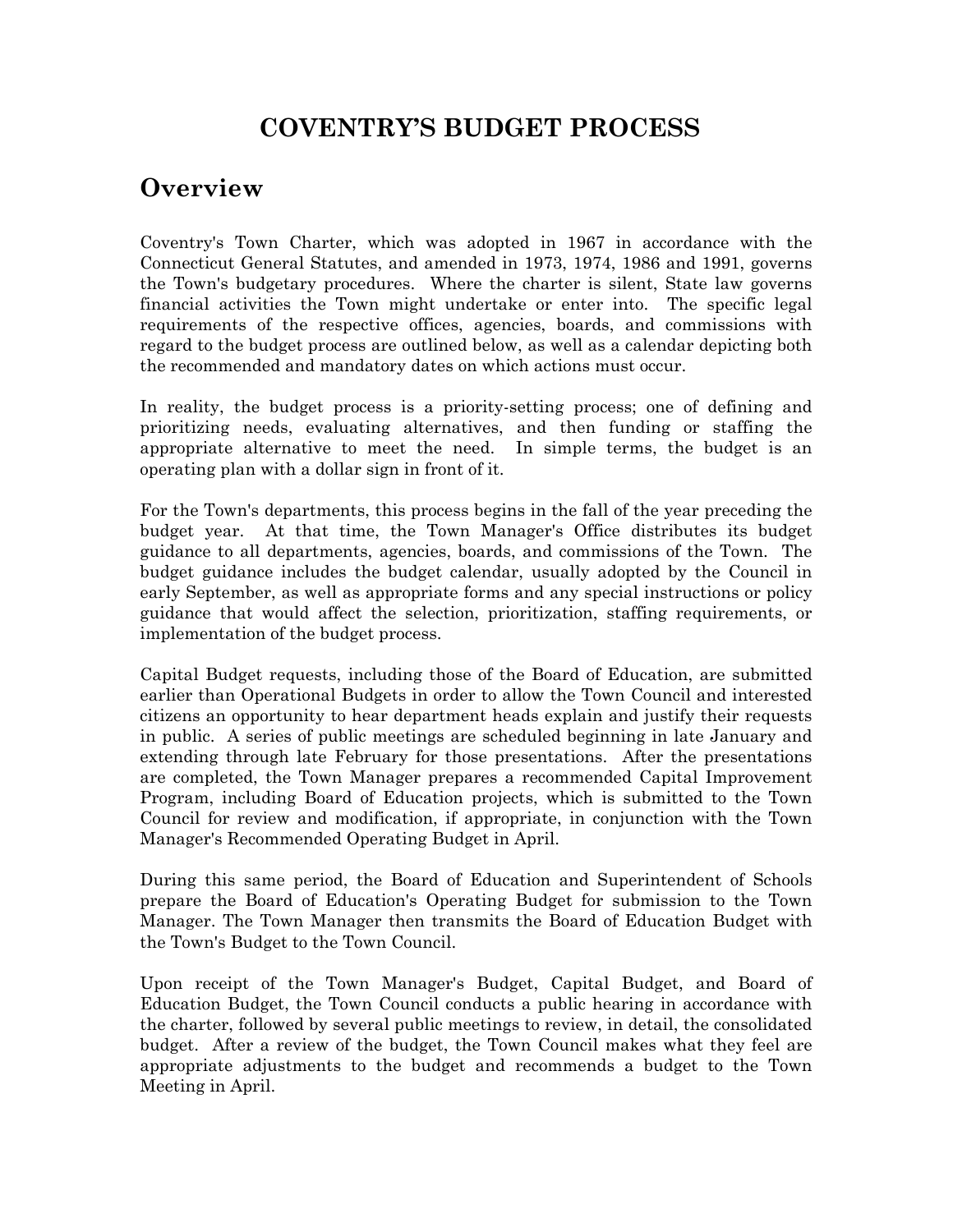# COVENTRY'S BUDGET PROCESS

## Overview

Coventry's Town Charter, which was adopted in 1967 in accordance with the Connecticut General Statutes, and amended in 1973, 1974, 1986 and 1991, governs the Town's budgetary procedures. Where the charter is silent, State law governs financial activities the Town might undertake or enter into. The specific legal requirements of the respective offices, agencies, boards, and commissions with regard to the budget process are outlined below, as well as a calendar depicting both the recommended and mandatory dates on which actions must occur.

In reality, the budget process is a priority-setting process; one of defining and prioritizing needs, evaluating alternatives, and then funding or staffing the appropriate alternative to meet the need. In simple terms, the budget is an operating plan with a dollar sign in front of it.

For the Town's departments, this process begins in the fall of the year preceding the budget year. At that time, the Town Manager's Office distributes its budget guidance to all departments, agencies, boards, and commissions of the Town. The budget guidance includes the budget calendar, usually adopted by the Council in early September, as well as appropriate forms and any special instructions or policy guidance that would affect the selection, prioritization, staffing requirements, or implementation of the budget process.

Capital Budget requests, including those of the Board of Education, are submitted earlier than Operational Budgets in order to allow the Town Council and interested citizens an opportunity to hear department heads explain and justify their requests in public. A series of public meetings are scheduled beginning in late January and extending through late February for those presentations. After the presentations are completed, the Town Manager prepares a recommended Capital Improvement Program, including Board of Education projects, which is submitted to the Town Council for review and modification, if appropriate, in conjunction with the Town Manager's Recommended Operating Budget in April.

During this same period, the Board of Education and Superintendent of Schools prepare the Board of Education's Operating Budget for submission to the Town Manager. The Town Manager then transmits the Board of Education Budget with the Town's Budget to the Town Council.

Upon receipt of the Town Manager's Budget, Capital Budget, and Board of Education Budget, the Town Council conducts a public hearing in accordance with the charter, followed by several public meetings to review, in detail, the consolidated budget. After a review of the budget, the Town Council makes what they feel are appropriate adjustments to the budget and recommends a budget to the Town Meeting in April.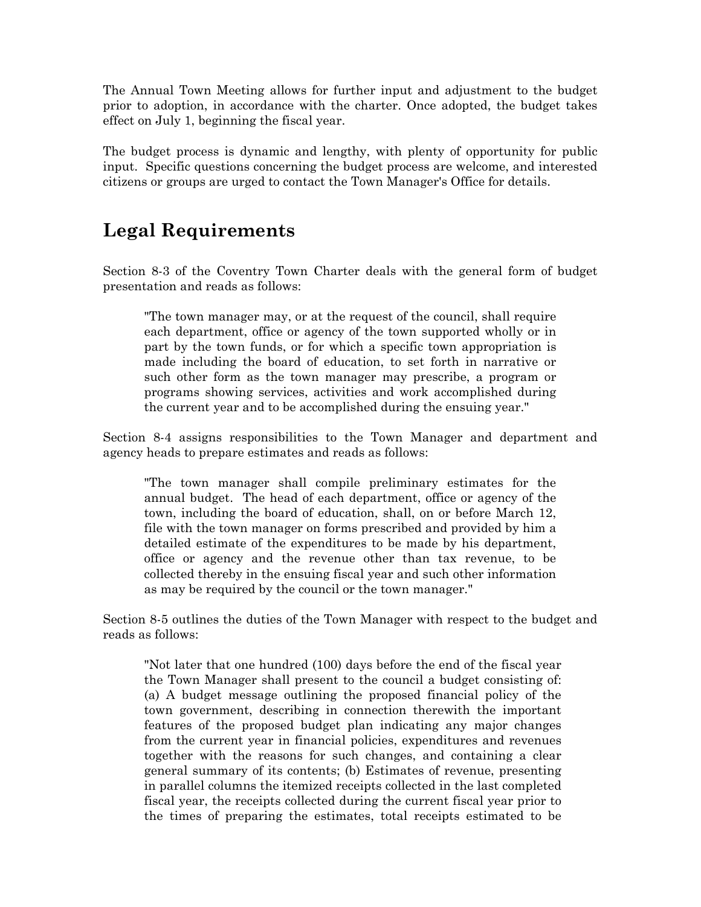The Annual Town Meeting allows for further input and adjustment to the budget prior to adoption, in accordance with the charter. Once adopted, the budget takes effect on July 1, beginning the fiscal year.

The budget process is dynamic and lengthy, with plenty of opportunity for public input. Specific questions concerning the budget process are welcome, and interested citizens or groups are urged to contact the Town Manager's Office for details.

## Legal Requirements

Section 8-3 of the Coventry Town Charter deals with the general form of budget presentation and reads as follows:

> "The town manager may, or at the request of the council, shall require each department, office or agency of the town supported wholly or in part by the town funds, or for which a specific town appropriation is made including the board of education, to set forth in narrative or such other form as the town manager may prescribe, a program or programs showing services, activities and work accomplished during the current year and to be accomplished during the ensuing year."

Section 8-4 assigns responsibilities to the Town Manager and department and agency heads to prepare estimates and reads as follows:

> "The town manager shall compile preliminary estimates for the annual budget. The head of each department, office or agency of the town, including the board of education, shall, on or before March 12, file with the town manager on forms prescribed and provided by him a detailed estimate of the expenditures to be made by his department, office or agency and the revenue other than tax revenue, to be collected thereby in the ensuing fiscal year and such other information as may be required by the council or the town manager."

Section 8-5 outlines the duties of the Town Manager with respect to the budget and reads as follows:

> "Not later that one hundred (100) days before the end of the fiscal year the Town Manager shall present to the council a budget consisting of: (a) A budget message outlining the proposed financial policy of the town government, describing in connection therewith the important features of the proposed budget plan indicating any major changes from the current year in financial policies, expenditures and revenues together with the reasons for such changes, and containing a clear general summary of its contents; (b) Estimates of revenue, presenting in parallel columns the itemized receipts collected in the last completed fiscal year, the receipts collected during the current fiscal year prior to the times of preparing the estimates, total receipts estimated to be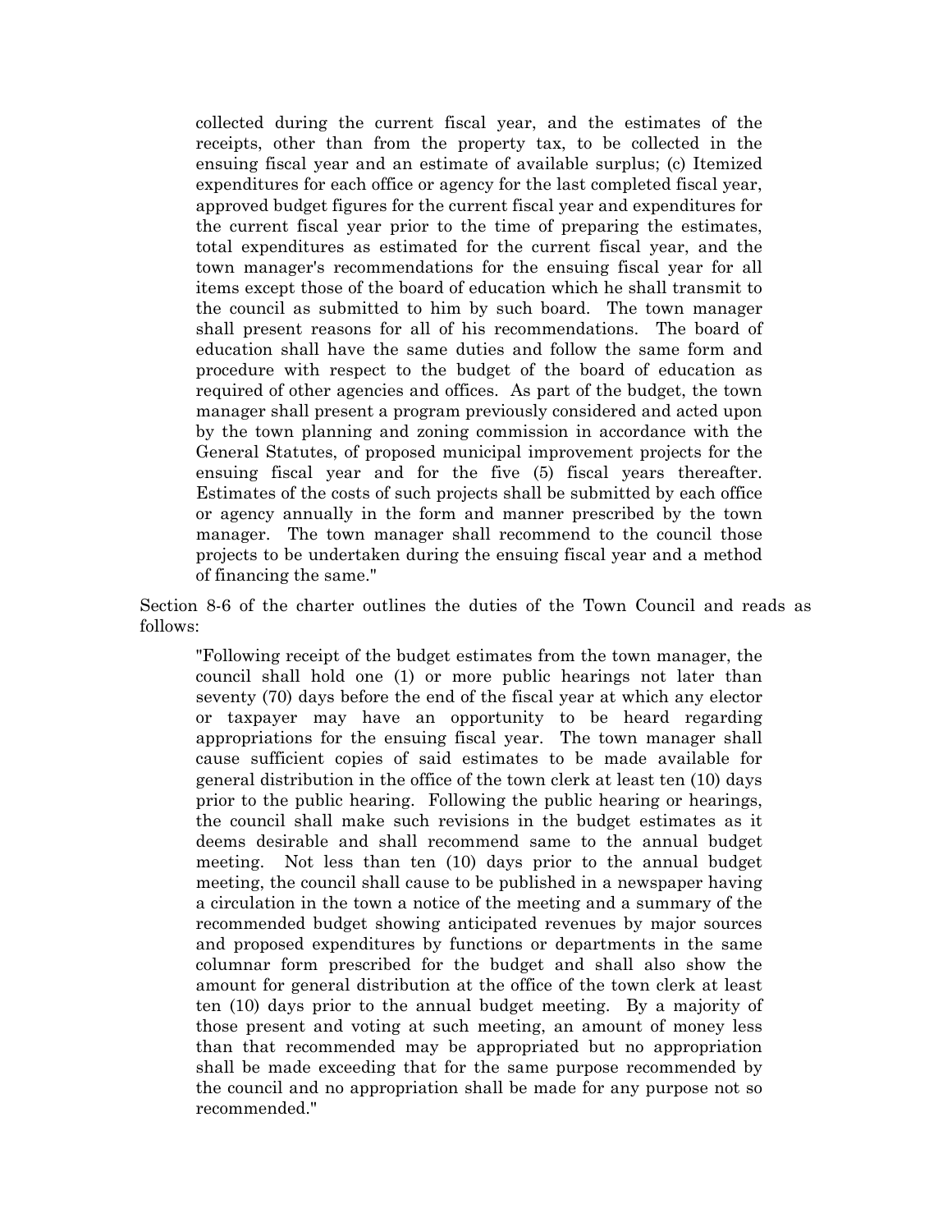> collected during the current fiscal year, and the estimates of the receipts, other than from the property tax, to be collected in the ensuing fiscal year and an estimate of available surplus; (c) Itemized expenditures for each office or agency for the last completed fiscal year, approved budget figures for the current fiscal year and expenditures for the current fiscal year prior to the time of preparing the estimates, total expenditures as estimated for the current fiscal year, and the town manager's recommendations for the ensuing fiscal year for all items except those of the board of education which he shall transmit to the council as submitted to him by such board. The town manager shall present reasons for all of his recommendations. The board of education shall have the same duties and follow the same form and procedure with respect to the budget of the board of education as required of other agencies and offices. As part of the budget, the town manager shall present a program previously considered and acted upon by the town planning and zoning commission in accordance with the General Statutes, of proposed municipal improvement projects for the ensuing fiscal year and for the five (5) fiscal years thereafter. Estimates of the costs of such projects shall be submitted by each office or agency annually in the form and manner prescribed by the town manager. The town manager shall recommend to the council those projects to be undertaken during the ensuing fiscal year and a method of financing the same."

Section 8-6 of the charter outlines the duties of the Town Council and reads as follows:

> "Following receipt of the budget estimates from the town manager, the council shall hold one (1) or more public hearings not later than seventy (70) days before the end of the fiscal year at which any elector or taxpayer may have an opportunity to be heard regarding appropriations for the ensuing fiscal year. The town manager shall cause sufficient copies of said estimates to be made available for general distribution in the office of the town clerk at least ten (10) days prior to the public hearing. Following the public hearing or hearings, the council shall make such revisions in the budget estimates as it deems desirable and shall recommend same to the annual budget meeting. Not less than ten (10) days prior to the annual budget meeting, the council shall cause to be published in a newspaper having a circulation in the town a notice of the meeting and a summary of the recommended budget showing anticipated revenues by major sources and proposed expenditures by functions or departments in the same columnar form prescribed for the budget and shall also show the amount for general distribution at the office of the town clerk at least ten (10) days prior to the annual budget meeting. By a majority of those present and voting at such meeting, an amount of money less than that recommended may be appropriated but no appropriation shall be made exceeding that for the same purpose recommended by the council and no appropriation shall be made for any purpose not so recommended."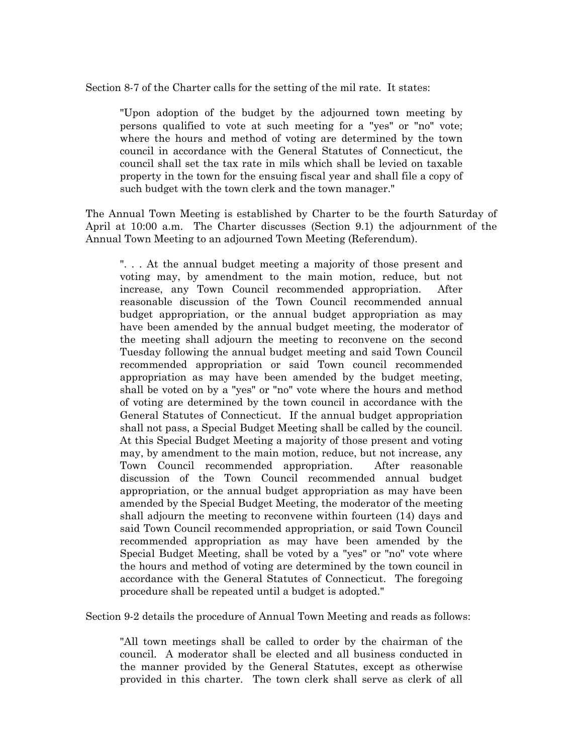Section 8-7 of the Charter calls for the setting of the mil rate. It states:

> "Upon adoption of the budget by the adjourned town meeting by persons qualified to vote at such meeting for a "yes" or "no" vote; where the hours and method of voting are determined by the town council in accordance with the General Statutes of Connecticut, the council shall set the tax rate in mils which shall be levied on taxable property in the town for the ensuing fiscal year and shall file a copy of such budget with the town clerk and the town manager."

The Annual Town Meeting is established by Charter to be the fourth Saturday of April at 10:00 a.m. The Charter discusses (Section 9.1) the adjournment of the Annual Town Meeting to an adjourned Town Meeting (Referendum).

> ". . . At the annual budget meeting a majority of those present and voting may, by amendment to the main motion, reduce, but not increase, any Town Council recommended appropriation. After reasonable discussion of the Town Council recommended annual budget appropriation, or the annual budget appropriation as may have been amended by the annual budget meeting, the moderator of the meeting shall adjourn the meeting to reconvene on the second Tuesday following the annual budget meeting and said Town Council recommended appropriation or said Town council recommended appropriation as may have been amended by the budget meeting, shall be voted on by a "yes" or "no" vote where the hours and method of voting are determined by the town council in accordance with the General Statutes of Connecticut. If the annual budget appropriation shall not pass, a Special Budget Meeting shall be called by the council. At this Special Budget Meeting a majority of those present and voting may, by amendment to the main motion, reduce, but not increase, any Town Council recommended appropriation. After reasonable discussion of the Town Council recommended annual budget appropriation, or the annual budget appropriation as may have been amended by the Special Budget Meeting, the moderator of the meeting shall adjourn the meeting to reconvene within fourteen (14) days and said Town Council recommended appropriation, or said Town Council recommended appropriation as may have been amended by the Special Budget Meeting, shall be voted by a "yes" or "no" vote where the hours and method of voting are determined by the town council in accordance with the General Statutes of Connecticut. The foregoing procedure shall be repeated until a budget is adopted."

Section 9-2 details the procedure of Annual Town Meeting and reads as follows:

> "All town meetings shall be called to order by the chairman of the council. A moderator shall be elected and all business conducted in the manner provided by the General Statutes, except as otherwise provided in this charter. The town clerk shall serve as clerk of all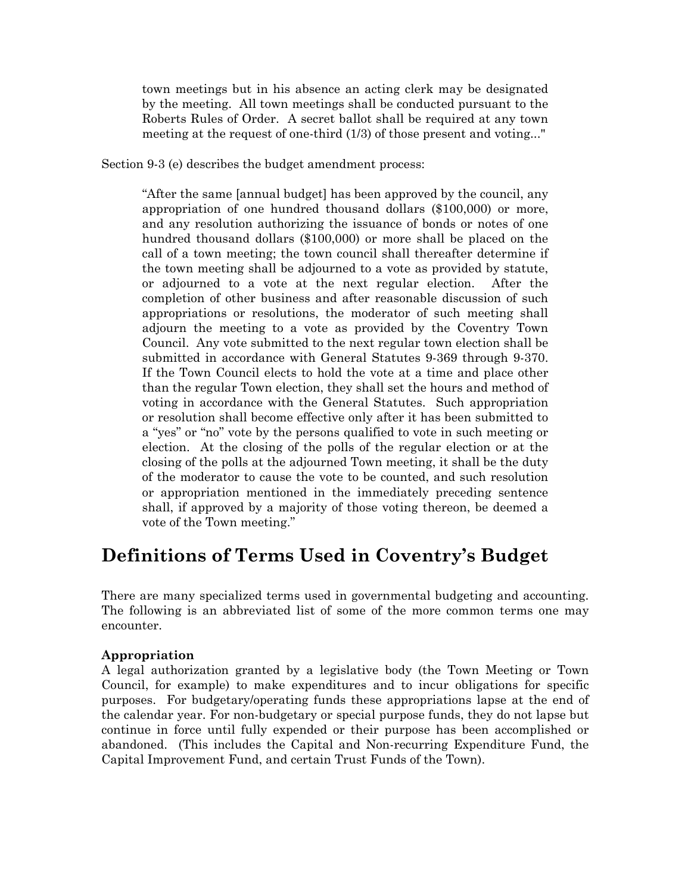> town meetings but in his absence an acting clerk may be designated by the meeting. All town meetings shall be conducted pursuant to the Roberts Rules of Order. A secret ballot shall be required at any town meeting at the request of one-third (1/3) of those present and voting..."

Section 9-3 (e) describes the budget amendment process:

> "After the same [annual budget] has been approved by the council, any appropriation of one hundred thousand dollars ($100,000) or more, and any resolution authorizing the issuance of bonds or notes of one hundred thousand dollars ($100,000) or more shall be placed on the call of a town meeting; the town council shall thereafter determine if the town meeting shall be adjourned to a vote as provided by statute, or adjourned to a vote at the next regular election. After the completion of other business and after reasonable discussion of such appropriations or resolutions, the moderator of such meeting shall adjourn the meeting to a vote as provided by the Coventry Town Council. Any vote submitted to the next regular town election shall be submitted in accordance with General Statutes 9-369 through 9-370. If the Town Council elects to hold the vote at a time and place other than the regular Town election, they shall set the hours and method of voting in accordance with the General Statutes. Such appropriation or resolution shall become effective only after it has been submitted to a "yes" or "no" vote by the persons qualified to vote in such meeting or election. At the closing of the polls of the regular election or at the closing of the polls at the adjourned Town meeting, it shall be the duty of the moderator to cause the vote to be counted, and such resolution or appropriation mentioned in the immediately preceding sentence shall, if approved by a majority of those voting thereon, be deemed a vote of the Town meeting."

# Definitions of Terms Used in Coventry's Budget

There are many specialized terms used in governmental budgeting and accounting. The following is an abbreviated list of some of the more common terms one may encounter.

**Appropriation**
A legal authorization granted by a legislative body (the Town Meeting or Town Council, for example) to make expenditures and to incur obligations for specific purposes. For budgetary/operating funds these appropriations lapse at the end of the calendar year. For non-budgetary or special purpose funds, they do not lapse but continue in force until fully expended or their purpose has been accomplished or abandoned. (This includes the Capital and Non-recurring Expenditure Fund, the Capital Improvement Fund, and certain Trust Funds of the Town).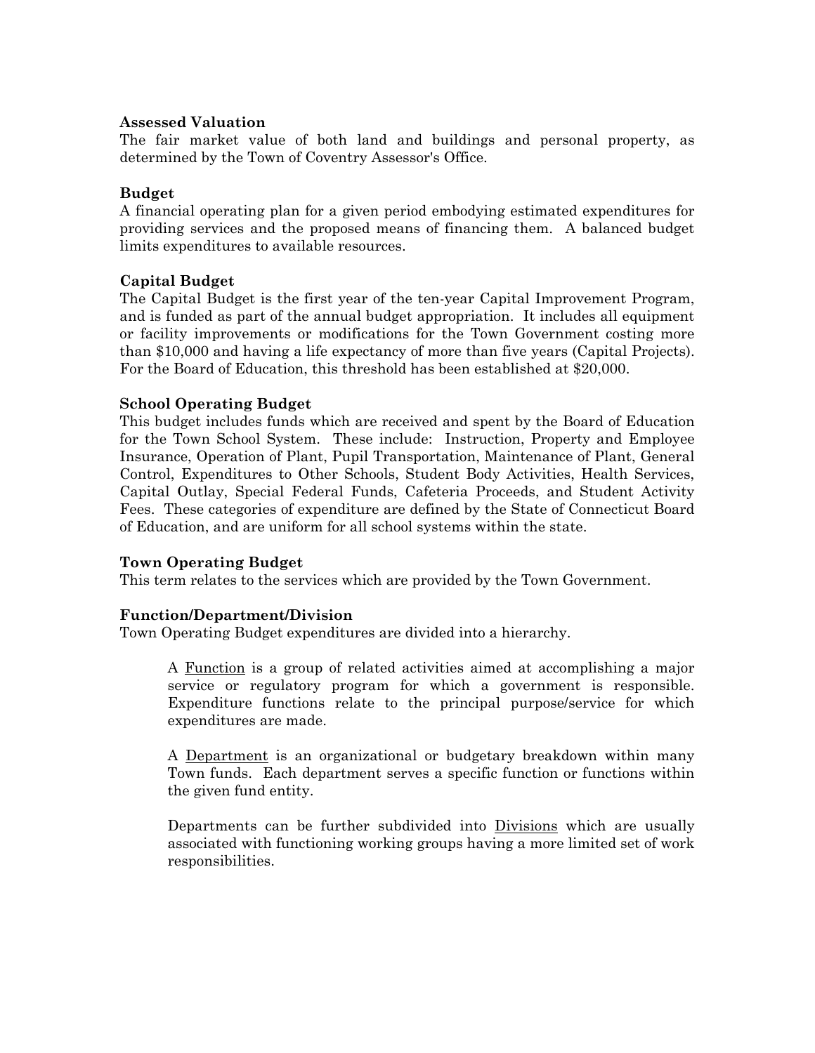**Assessed Valuation**
The fair market value of both land and buildings and personal property, as determined by the Town of Coventry Assessor's Office.

**Budget**
A financial operating plan for a given period embodying estimated expenditures for providing services and the proposed means of financing them. A balanced budget limits expenditures to available resources.

**Capital Budget**
The Capital Budget is the first year of the ten-year Capital Improvement Program, and is funded as part of the annual budget appropriation. It includes all equipment or facility improvements or modifications for the Town Government costing more than $10,000 and having a life expectancy of more than five years (Capital Projects). For the Board of Education, this threshold has been established at $20,000.

**School Operating Budget**
This budget includes funds which are received and spent by the Board of Education for the Town School System. These include: Instruction, Property and Employee Insurance, Operation of Plant, Pupil Transportation, Maintenance of Plant, General Control, Expenditures to Other Schools, Student Body Activities, Health Services, Capital Outlay, Special Federal Funds, Cafeteria Proceeds, and Student Activity Fees. These categories of expenditure are defined by the State of Connecticut Board of Education, and are uniform for all school systems within the state.

**Town Operating Budget**
This term relates to the services which are provided by the Town Government.

**Function/Department/Division**
Town Operating Budget expenditures are divided into a hierarchy.

> A <u>Function</u> is a group of related activities aimed at accomplishing a major service or regulatory program for which a government is responsible. Expenditure functions relate to the principal purpose/service for which expenditures are made.
>
> A <u>Department</u> is an organizational or budgetary breakdown within many Town funds. Each department serves a specific function or functions within the given fund entity.
>
> Departments can be further subdivided into <u>Divisions</u> which are usually associated with functioning working groups having a more limited set of work responsibilities.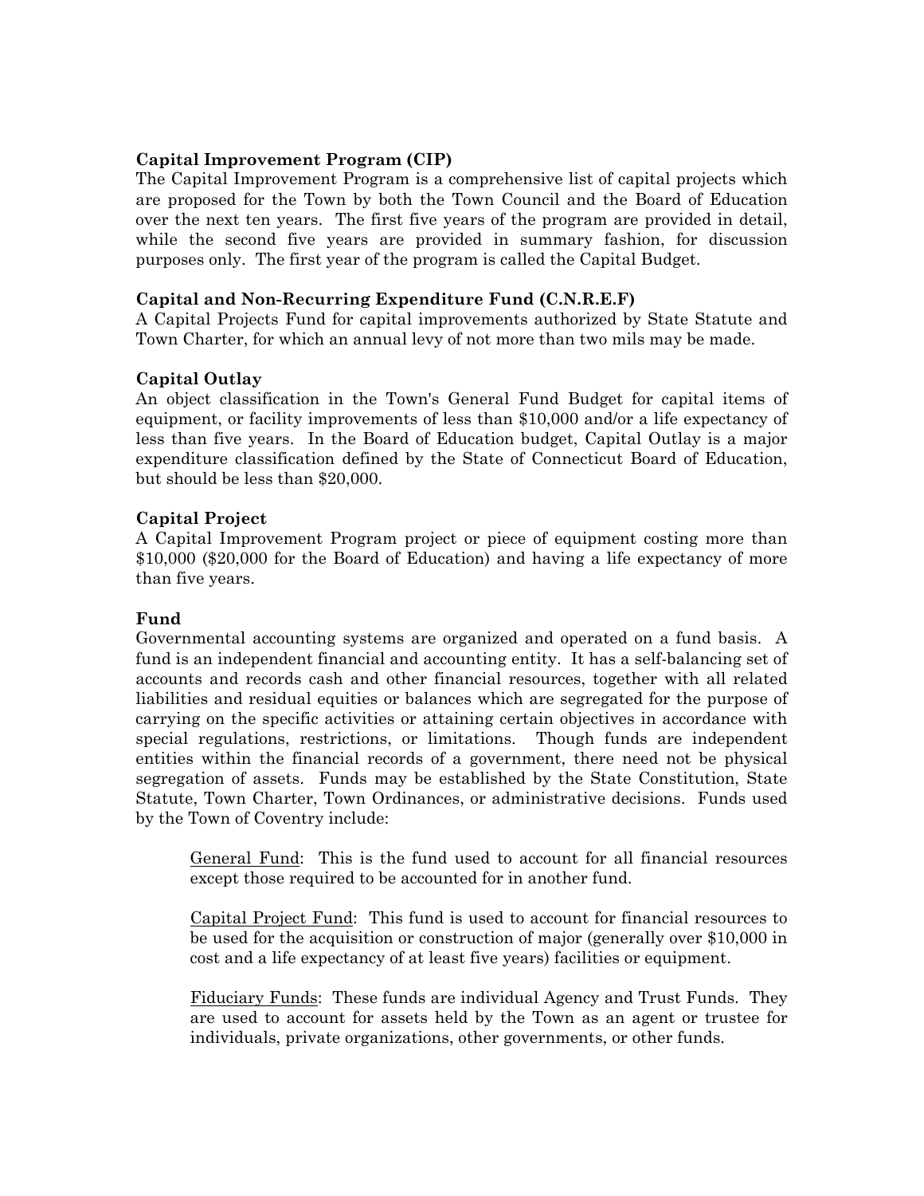**Capital Improvement Program (CIP)**
The Capital Improvement Program is a comprehensive list of capital projects which are proposed for the Town by both the Town Council and the Board of Education over the next ten years. The first five years of the program are provided in detail, while the second five years are provided in summary fashion, for discussion purposes only. The first year of the program is called the Capital Budget.

**Capital and Non-Recurring Expenditure Fund (C.N.R.E.F)**
A Capital Projects Fund for capital improvements authorized by State Statute and Town Charter, for which an annual levy of not more than two mils may be made.

**Capital Outlay**
An object classification in the Town's General Fund Budget for capital items of equipment, or facility improvements of less than $10,000 and/or a life expectancy of less than five years. In the Board of Education budget, Capital Outlay is a major expenditure classification defined by the State of Connecticut Board of Education, but should be less than $20,000.

**Capital Project**
A Capital Improvement Program project or piece of equipment costing more than $10,000 ($20,000 for the Board of Education) and having a life expectancy of more than five years.

**Fund**
Governmental accounting systems are organized and operated on a fund basis. A fund is an independent financial and accounting entity. It has a self-balancing set of accounts and records cash and other financial resources, together with all related liabilities and residual equities or balances which are segregated for the purpose of carrying on the specific activities or attaining certain objectives in accordance with special regulations, restrictions, or limitations. Though funds are independent entities within the financial records of a government, there need not be physical segregation of assets. Funds may be established by the State Constitution, State Statute, Town Charter, Town Ordinances, or administrative decisions. Funds used by the Town of Coventry include:

> <u>General Fund</u>: This is the fund used to account for all financial resources except those required to be accounted for in another fund.
>
> <u>Capital Project Fund</u>: This fund is used to account for financial resources to be used for the acquisition or construction of major (generally over $10,000 in cost and a life expectancy of at least five years) facilities or equipment.
>
> <u>Fiduciary Funds</u>: These funds are individual Agency and Trust Funds. They are used to account for assets held by the Town as an agent or trustee for individuals, private organizations, other governments, or other funds.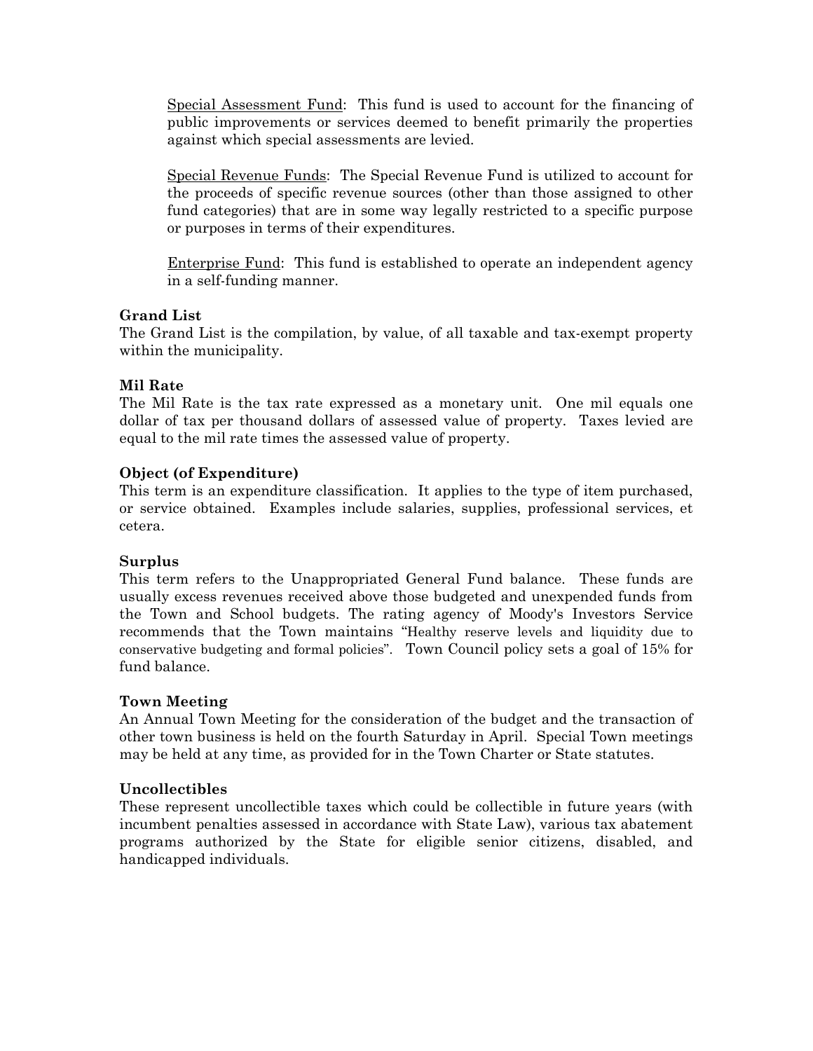Special Assessment Fund: This fund is used to account for the financing of public improvements or services deemed to benefit primarily the properties against which special assessments are levied.

Special Revenue Funds: The Special Revenue Fund is utilized to account for the proceeds of specific revenue sources (other than those assigned to other fund categories) that are in some way legally restricted to a specific purpose or purposes in terms of their expenditures.

Enterprise Fund: This fund is established to operate an independent agency in a self-funding manner.

**Grand List**

The Grand List is the compilation, by value, of all taxable and tax-exempt property within the municipality.

**Mil Rate**

The Mil Rate is the tax rate expressed as a monetary unit. One mil equals one dollar of tax per thousand dollars of assessed value of property. Taxes levied are equal to the mil rate times the assessed value of property.

**Object (of Expenditure)**

This term is an expenditure classification. It applies to the type of item purchased, or service obtained. Examples include salaries, supplies, professional services, et cetera.

**Surplus**

This term refers to the Unappropriated General Fund balance. These funds are usually excess revenues received above those budgeted and unexpended funds from the Town and School budgets. The rating agency of Moody's Investors Service recommends that the Town maintains "Healthy reserve levels and liquidity due to conservative budgeting and formal policies". Town Council policy sets a goal of 15% for fund balance.

**Town Meeting**

An Annual Town Meeting for the consideration of the budget and the transaction of other town business is held on the fourth Saturday in April. Special Town meetings may be held at any time, as provided for in the Town Charter or State statutes.

**Uncollectibles**

These represent uncollectible taxes which could be collectible in future years (with incumbent penalties assessed in accordance with State Law), various tax abatement programs authorized by the State for eligible senior citizens, disabled, and handicapped individuals.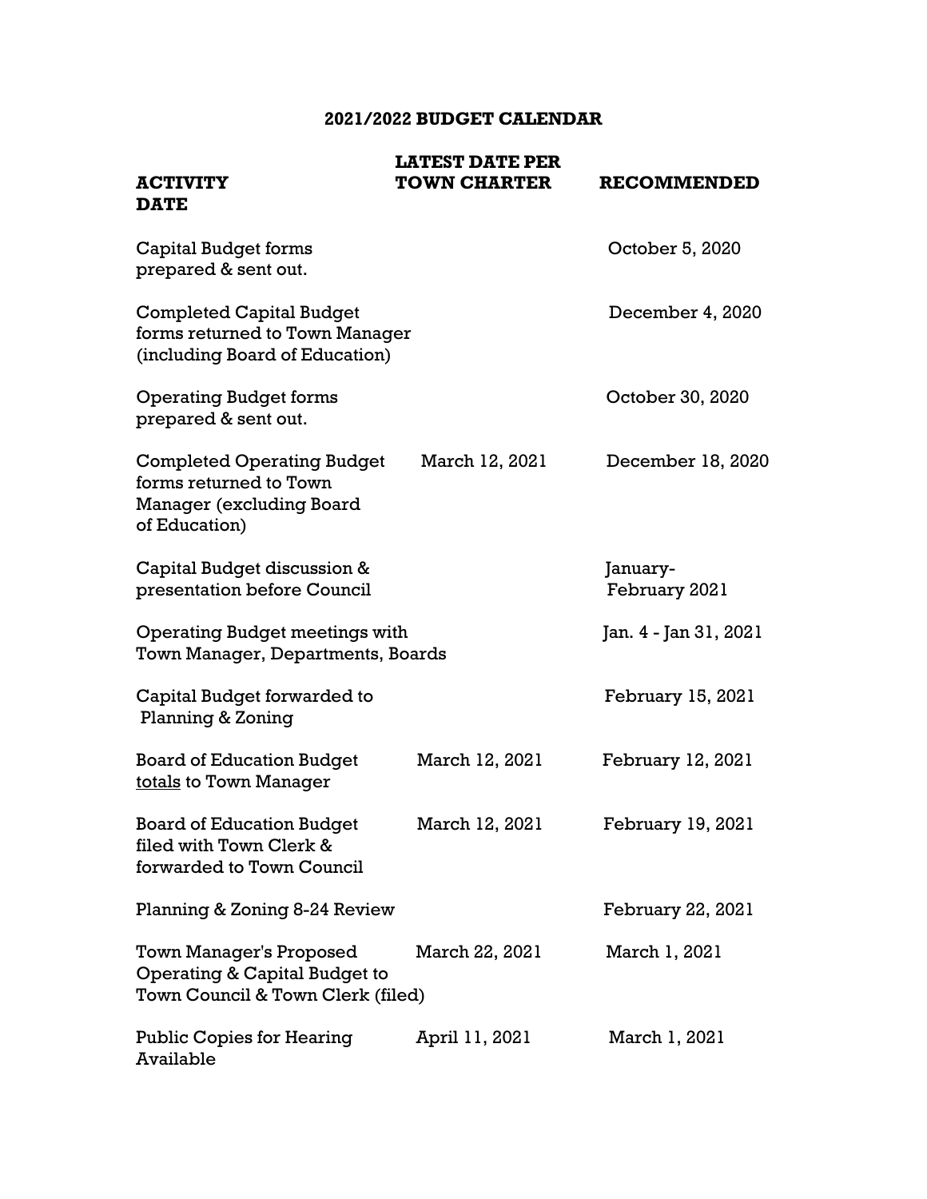# 2021/2022 BUDGET CALENDAR

| ACTIVITY | LATEST DATE PER TOWN CHARTER | RECOMMENDED DATE |
|---|---|---|
| Capital Budget forms prepared & sent out. | | October 5, 2020 |
| Completed Capital Budget forms returned to Town Manager (including Board of Education) | | December 4, 2020 |
| Operating Budget forms prepared & sent out. | | October 30, 2020 |
| Completed Operating Budget forms returned to Town Manager (excluding Board of Education) | March 12, 2021 | December 18, 2020 |
| Capital Budget discussion & presentation before Council | | January-February 2021 |
| Operating Budget meetings with Town Manager, Departments, Boards | | Jan. 4 - Jan 31, 2021 |
| Capital Budget forwarded to Planning & Zoning | | February 15, 2021 |
| Board of Education Budget totals to Town Manager | March 12, 2021 | February 12, 2021 |
| Board of Education Budget filed with Town Clerk & forwarded to Town Council | March 12, 2021 | February 19, 2021 |
| Planning & Zoning 8-24 Review | | February 22, 2021 |
| Town Manager's Proposed Operating & Capital Budget to Town Council & Town Clerk (filed) | March 22, 2021 | March 1, 2021 |
| Public Copies for Hearing Available | April 11, 2021 | March 1, 2021 |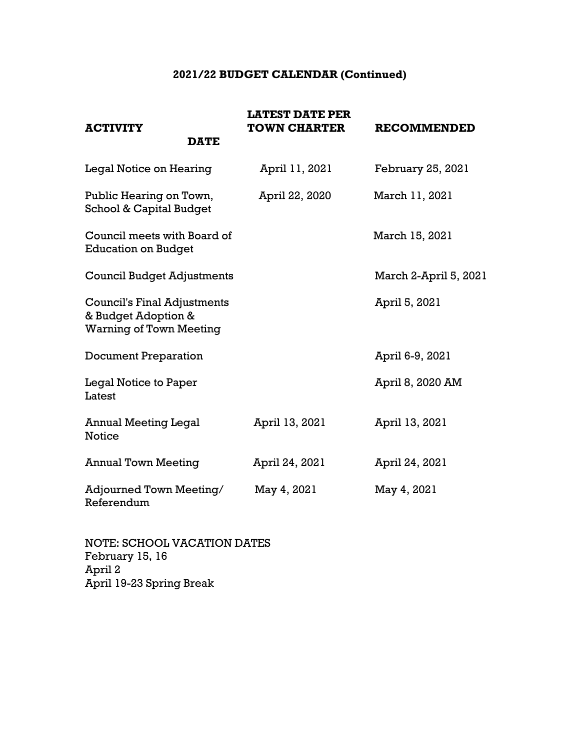## 2021/22 BUDGET CALENDAR (Continued)

| ACTIVITY DATE | LATEST DATE PER TOWN CHARTER | RECOMMENDED |
|---|---|---|
| Legal Notice on Hearing | April 11, 2021 | February 25, 2021 |
| Public Hearing on Town, School & Capital Budget | April 22, 2020 | March 11, 2021 |
| Council meets with Board of Education on Budget | | March 15, 2021 |
| Council Budget Adjustments | | March 2-April 5, 2021 |
| Council's Final Adjustments & Budget Adoption & Warning of Town Meeting | | April 5, 2021 |
| Document Preparation | | April 6-9, 2021 |
| Legal Notice to Paper Latest | | April 8, 2020 AM |
| Annual Meeting Legal Notice | April 13, 2021 | April 13, 2021 |
| Annual Town Meeting | April 24, 2021 | April 24, 2021 |
| Adjourned Town Meeting/ Referendum | May 4, 2021 | May 4, 2021 |

NOTE: SCHOOL VACATION DATES
February 15, 16
April 2
April 19-23 Spring Break